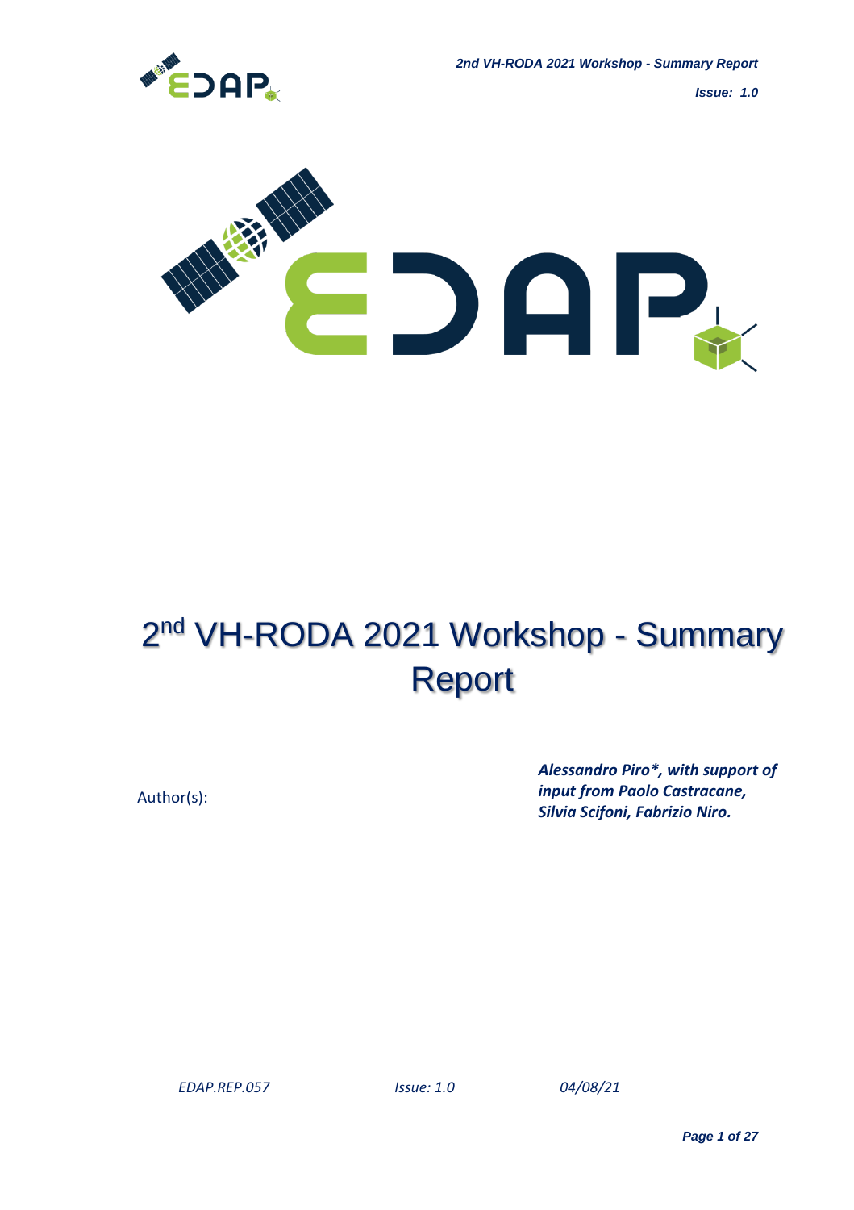# 2nd VH-RODA 2021 Workshop - Summary Report

Author(s):

***Alessandro Piro\*, with support of input from Paolo Castracane, Silvia Scifoni, Fabrizio Niro.***

*EDAP.REP.057* *Issue: 1.0* *04/08/21*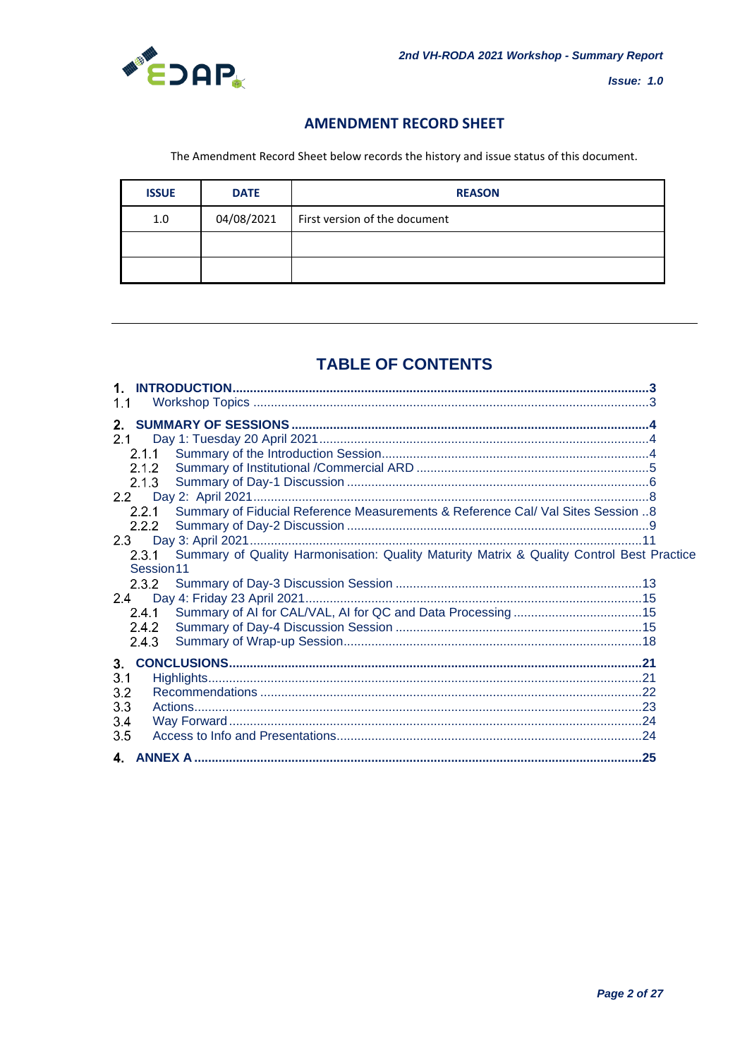## AMENDMENT RECORD SHEET

The Amendment Record Sheet below records the history and issue status of this document.

| ISSUE | DATE | REASON |
|---|---|---|
| 1.0 | 04/08/2021 | First version of the document |
| | | |
| | | |

## TABLE OF CONTENTS

**1. INTRODUCTION** ..... 3
- 1.1 Workshop Topics ..... 3

**2. SUMMARY OF SESSIONS** ..... 4
- 2.1 Day 1: Tuesday 20 April 2021 ..... 4
  - 2.1.1 Summary of the Introduction Session ..... 4
  - 2.1.2 Summary of Institutional /Commercial ARD ..... 5
  - 2.1.3 Summary of Day-1 Discussion ..... 6
- 2.2 Day 2: April 2021 ..... 8
  - 2.2.1 Summary of Fiducial Reference Measurements & Reference Cal/ Val Sites Session ..... 8
  - 2.2.2 Summary of Day-2 Discussion ..... 9
- 2.3 Day 3: April 2021 ..... 11
  - 2.3.1 Summary of Quality Harmonisation: Quality Maturity Matrix & Quality Control Best Practice Session ..... 11
  - 2.3.2 Summary of Day-3 Discussion Session ..... 13
- 2.4 Day 4: Friday 23 April 2021 ..... 15
  - 2.4.1 Summary of AI for CAL/VAL, AI for QC and Data Processing ..... 15
  - 2.4.2 Summary of Day-4 Discussion Session ..... 15
  - 2.4.3 Summary of Wrap-up Session ..... 18

**3. CONCLUSIONS** ..... 21
- 3.1 Highlights ..... 21
- 3.2 Recommendations ..... 22
- 3.3 Actions ..... 23
- 3.4 Way Forward ..... 24
- 3.5 Access to Info and Presentations ..... 24

**4. ANNEX A** ..... 25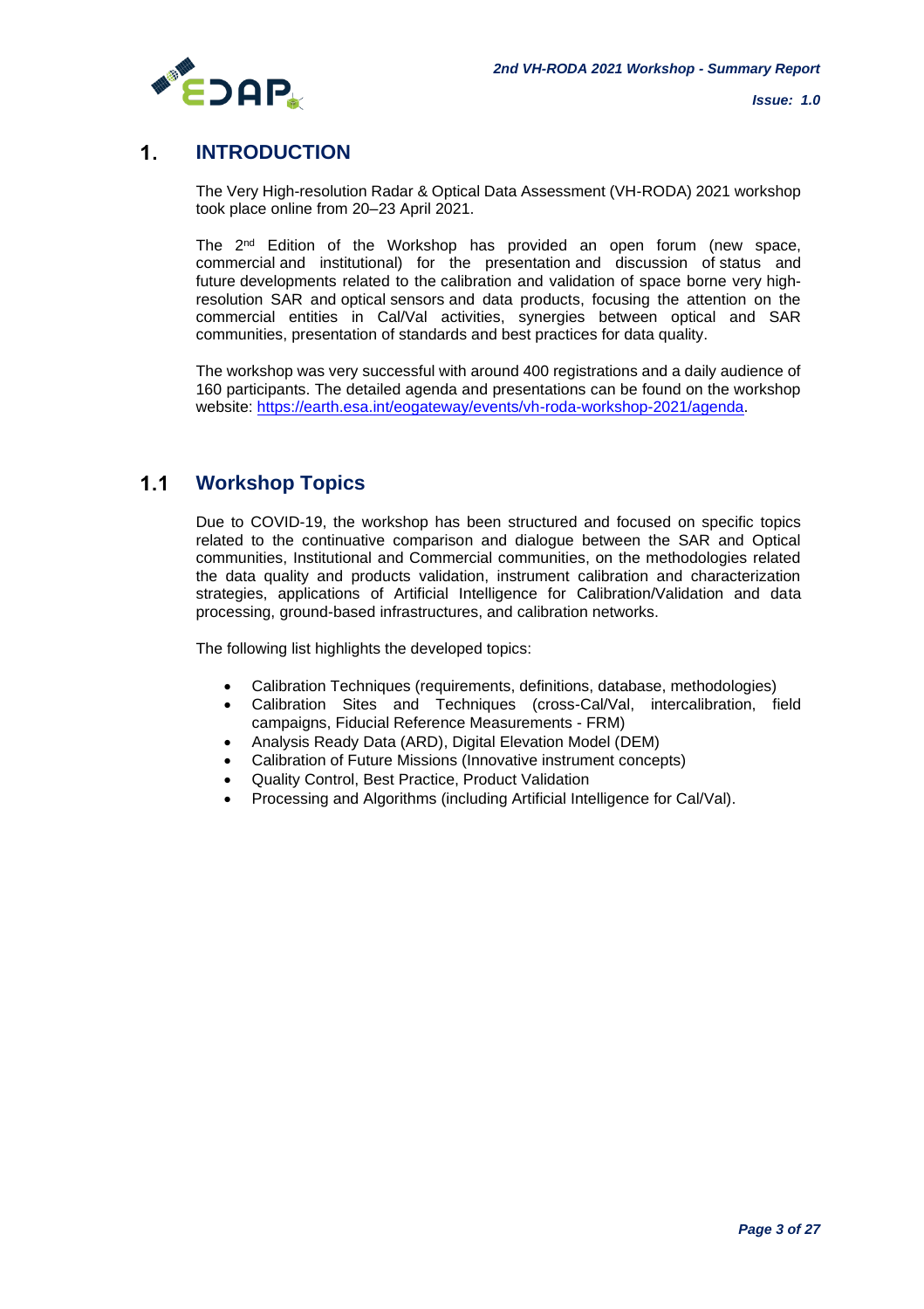# 1. INTRODUCTION

The Very High-resolution Radar & Optical Data Assessment (VH-RODA) 2021 workshop took place online from 20–23 April 2021.

The 2nd Edition of the Workshop has provided an open forum (new space, commercial and institutional) for the presentation and discussion of status and future developments related to the calibration and validation of space borne very high-resolution SAR and optical sensors and data products, focusing the attention on the commercial entities in Cal/Val activities, synergies between optical and SAR communities, presentation of standards and best practices for data quality.

The workshop was very successful with around 400 registrations and a daily audience of 160 participants. The detailed agenda and presentations can be found on the workshop website: https://earth.esa.int/eogateway/events/vh-roda-workshop-2021/agenda.

## 1.1 Workshop Topics

Due to COVID-19, the workshop has been structured and focused on specific topics related to the continuative comparison and dialogue between the SAR and Optical communities, Institutional and Commercial communities, on the methodologies related the data quality and products validation, instrument calibration and characterization strategies, applications of Artificial Intelligence for Calibration/Validation and data processing, ground-based infrastructures, and calibration networks.

The following list highlights the developed topics:

- Calibration Techniques (requirements, definitions, database, methodologies)
- Calibration Sites and Techniques (cross-Cal/Val, intercalibration, field campaigns, Fiducial Reference Measurements - FRM)
- Analysis Ready Data (ARD), Digital Elevation Model (DEM)
- Calibration of Future Missions (Innovative instrument concepts)
- Quality Control, Best Practice, Product Validation
- Processing and Algorithms (including Artificial Intelligence for Cal/Val).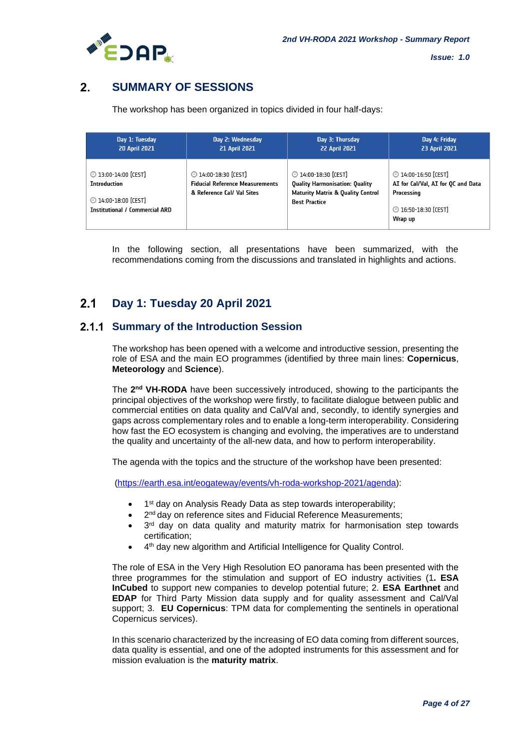# 2. SUMMARY OF SESSIONS

The workshop has been organized in topics divided in four half-days:

| Day 1: Tuesday 20 April 2021 | Day 2: Wednesday 21 April 2021 | Day 3: Thursday 22 April 2021 | Day 4: Friday 23 April 2021 |
| --- | --- | --- | --- |
| 13:00-14:00 [CEST] **Introduction** <br><br> 14:00-18:00 [CEST] **Institutional / Commercial ARD** | 14:00-18:30 [CEST] **Fiducial Reference Measurements & Reference Cal/ Val Sites** | 14:00-18:30 [CEST] **Quality Harmonisation: Quality Maturity Matrix & Quality Control Best Practice** | 14:00-16:50 [CEST] **AI for Cal/Val, AI for QC and Data Processing** <br><br> 16:50-18:30 [CEST] **Wrap up** |

In the following section, all presentations have been summarized, with the recommendations coming from the discussions and translated in highlights and actions.

## 2.1 Day 1: Tuesday 20 April 2021

### 2.1.1 Summary of the Introduction Session

The workshop has been opened with a welcome and introductive session, presenting the role of ESA and the main EO programmes (identified by three main lines: **Copernicus**, **Meteorology** and **Science**).

The **2nd VH-RODA** have been successively introduced, showing to the participants the principal objectives of the workshop were firstly, to facilitate dialogue between public and commercial entities on data quality and Cal/Val and, secondly, to identify synergies and gaps across complementary roles and to enable a long-term interoperability. Considering how fast the EO ecosystem is changing and evolving, the imperatives are to understand the quality and uncertainty of the all-new data, and how to perform interoperability.

The agenda with the topics and the structure of the workshop have been presented:

(https://earth.esa.int/eogateway/events/vh-roda-workshop-2021/agenda):

- 1st day on Analysis Ready Data as step towards interoperability;
- 2nd day on reference sites and Fiducial Reference Measurements;
- 3rd day on data quality and maturity matrix for harmonisation step towards certification;
- 4th day new algorithm and Artificial Intelligence for Quality Control.

The role of ESA in the Very High Resolution EO panorama has been presented with the three programmes for the stimulation and support of EO industry activities (1**. ESA InCubed** to support new companies to develop potential future; 2. **ESA Earthnet** and **EDAP** for Third Party Mission data supply and for quality assessment and Cal/Val support; 3. **EU Copernicus**: TPM data for complementing the sentinels in operational Copernicus services).

In this scenario characterized by the increasing of EO data coming from different sources, data quality is essential, and one of the adopted instruments for this assessment and for mission evaluation is the **maturity matrix**.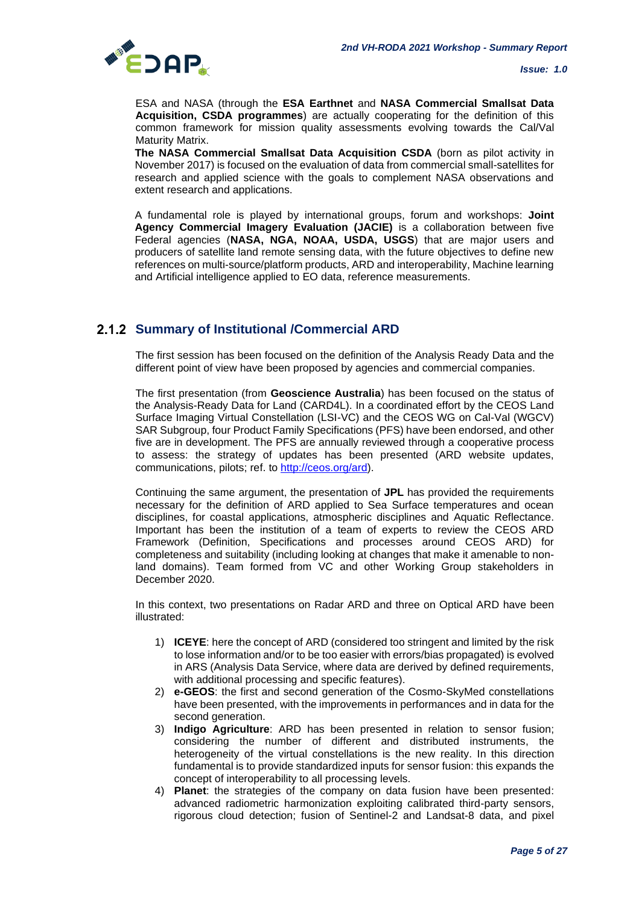ESA and NASA (through the **ESA Earthnet** and **NASA Commercial Smallsat Data Acquisition, CSDA programmes**) are actually cooperating for the definition of this common framework for mission quality assessments evolving towards the Cal/Val Maturity Matrix.

**The NASA Commercial Smallsat Data Acquisition CSDA** (born as pilot activity in November 2017) is focused on the evaluation of data from commercial small-satellites for research and applied science with the goals to complement NASA observations and extent research and applications.

A fundamental role is played by international groups, forum and workshops: **Joint Agency Commercial Imagery Evaluation (JACIE)** is a collaboration between five Federal agencies (**NASA, NGA, NOAA, USDA, USGS**) that are major users and producers of satellite land remote sensing data, with the future objectives to define new references on multi-source/platform products, ARD and interoperability, Machine learning and Artificial intelligence applied to EO data, reference measurements.

### 2.1.2 Summary of Institutional /Commercial ARD

The first session has been focused on the definition of the Analysis Ready Data and the different point of view have been proposed by agencies and commercial companies.

The first presentation (from **Geoscience Australia**) has been focused on the status of the Analysis-Ready Data for Land (CARD4L). In a coordinated effort by the CEOS Land Surface Imaging Virtual Constellation (LSI-VC) and the CEOS WG on Cal-Val (WGCV) SAR Subgroup, four Product Family Specifications (PFS) have been endorsed, and other five are in development. The PFS are annually reviewed through a cooperative process to assess: the strategy of updates has been presented (ARD website updates, communications, pilots; ref. to [http://ceos.org/ard](http://ceos.org/ard)).

Continuing the same argument, the presentation of **JPL** has provided the requirements necessary for the definition of ARD applied to Sea Surface temperatures and ocean disciplines, for coastal applications, atmospheric disciplines and Aquatic Reflectance. Important has been the institution of a team of experts to review the CEOS ARD Framework (Definition, Specifications and processes around CEOS ARD) for completeness and suitability (including looking at changes that make it amenable to non-land domains). Team formed from VC and other Working Group stakeholders in December 2020.

In this context, two presentations on Radar ARD and three on Optical ARD have been illustrated:

1) **ICEYE**: here the concept of ARD (considered too stringent and limited by the risk to lose information and/or to be too easier with errors/bias propagated) is evolved in ARS (Analysis Data Service, where data are derived by defined requirements, with additional processing and specific features).
2) **e-GEOS**: the first and second generation of the Cosmo-SkyMed constellations have been presented, with the improvements in performances and in data for the second generation.
3) **Indigo Agriculture**: ARD has been presented in relation to sensor fusion; considering the number of different and distributed instruments, the heterogeneity of the virtual constellations is the new reality. In this direction fundamental is to provide standardized inputs for sensor fusion: this expands the concept of interoperability to all processing levels.
4) **Planet**: the strategies of the company on data fusion have been presented: advanced radiometric harmonization exploiting calibrated third-party sensors, rigorous cloud detection; fusion of Sentinel-2 and Landsat-8 data, and pixel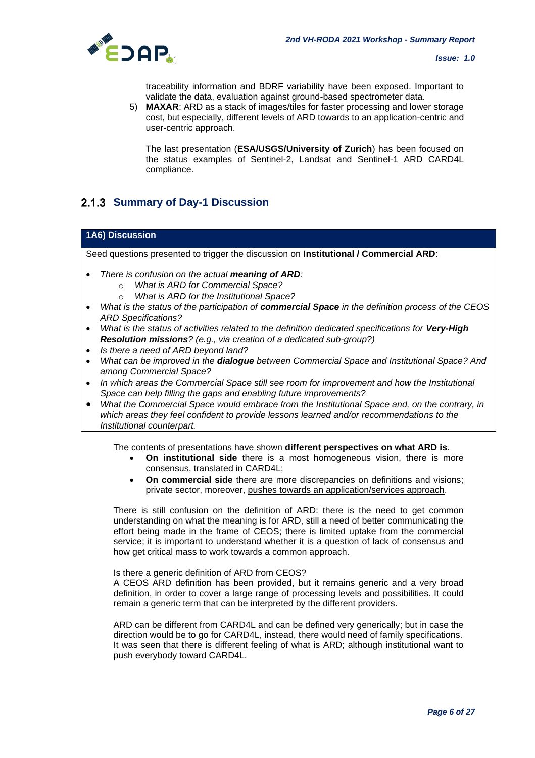traceability information and BDRF variability have been exposed. Important to validate the data, evaluation against ground-based spectrometer data.

5) **MAXAR**: ARD as a stack of images/tiles for faster processing and lower storage cost, but especially, different levels of ARD towards to an application-centric and user-centric approach.

The last presentation (**ESA/USGS/University of Zurich**) has been focused on the status examples of Sentinel-2, Landsat and Sentinel-1 ARD CARD4L compliance.

### 2.1.3 Summary of Day-1 Discussion

| **1A6) Discussion** |
|---|
| Seed questions presented to trigger the discussion on **Institutional / Commercial ARD**:<br>• *There is confusion on the actual **meaning of ARD**:*<br>  ○ *What is ARD for Commercial Space?*<br>  ○ *What is ARD for the Institutional Space?*<br>• *What is the status of the participation of **commercial Space** in the definition process of the CEOS ARD Specifications?*<br>• *What is the status of activities related to the definition dedicated specifications for **Very-High Resolution missions**? (e.g., via creation of a dedicated sub-group?)*<br>• *Is there a need of ARD beyond land?*<br>• *What can be improved in the **dialogue** between Commercial Space and Institutional Space? And among Commercial Space?*<br>• *In which areas the Commercial Space still see room for improvement and how the Institutional Space can help filling the gaps and enabling future improvements?*<br>• *What the Commercial Space would embrace from the Institutional Space and, on the contrary, in which areas they feel confident to provide lessons learned and/or recommendations to the Institutional counterpart.* |

The contents of presentations have shown **different perspectives on what ARD is**.

- **On institutional side** there is a most homogeneous vision, there is more consensus, translated in CARD4L;
- **On commercial side** there are more discrepancies on definitions and visions; private sector, moreover, pushes towards an application/services approach.

There is still confusion on the definition of ARD: there is the need to get common understanding on what the meaning is for ARD, still a need of better communicating the effort being made in the frame of CEOS; there is limited uptake from the commercial service; it is important to understand whether it is a question of lack of consensus and how get critical mass to work towards a common approach.

Is there a generic definition of ARD from CEOS?
A CEOS ARD definition has been provided, but it remains generic and a very broad definition, in order to cover a large range of processing levels and possibilities. It could remain a generic term that can be interpreted by the different providers.

ARD can be different from CARD4L and can be defined very generically; but in case the direction would be to go for CARD4L, instead, there would need of family specifications. It was seen that there is different feeling of what is ARD; although institutional want to push everybody toward CARD4L.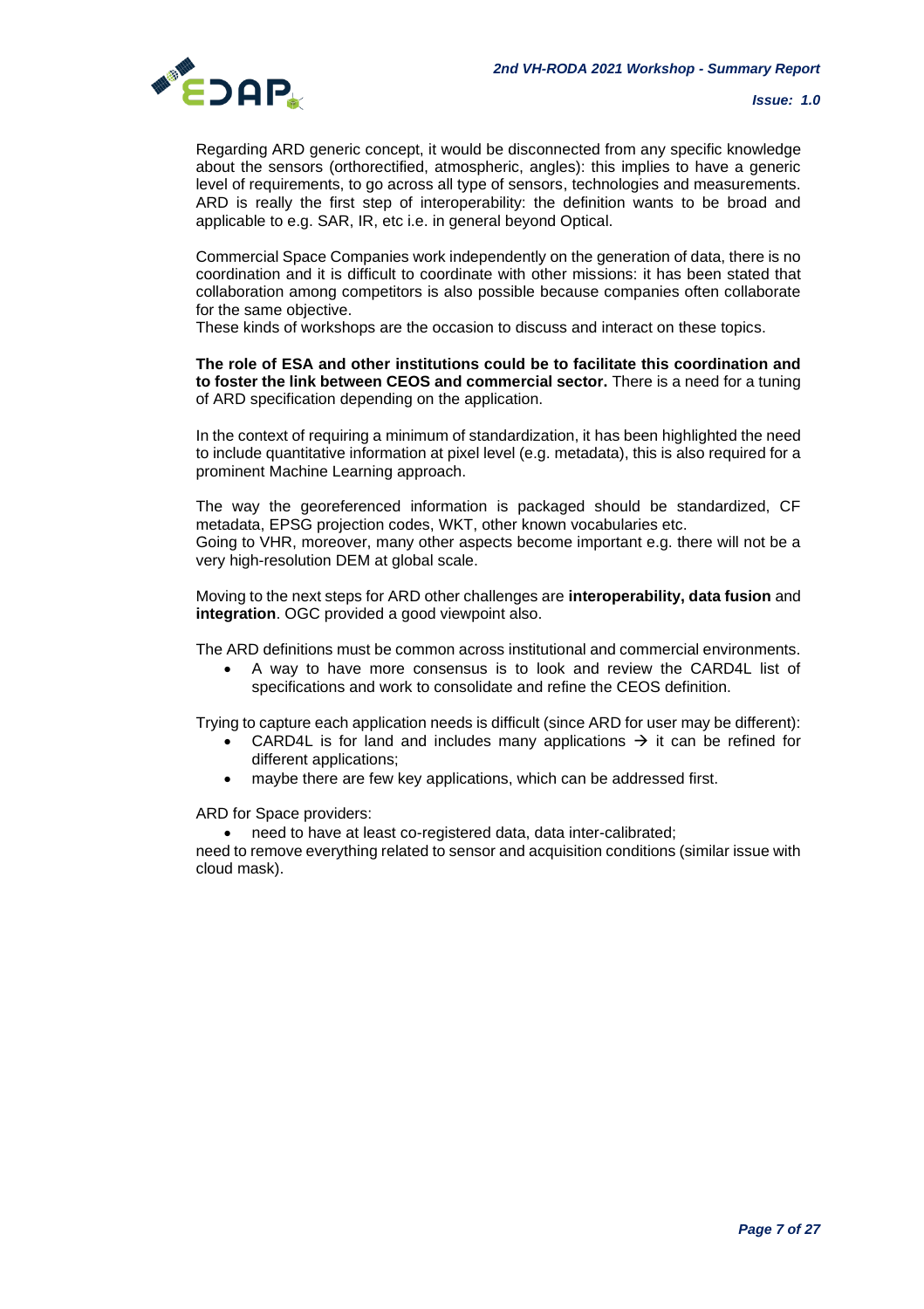Regarding ARD generic concept, it would be disconnected from any specific knowledge about the sensors (orthorectified, atmospheric, angles): this implies to have a generic level of requirements, to go across all type of sensors, technologies and measurements. ARD is really the first step of interoperability: the definition wants to be broad and applicable to e.g. SAR, IR, etc i.e. in general beyond Optical.

Commercial Space Companies work independently on the generation of data, there is no coordination and it is difficult to coordinate with other missions: it has been stated that collaboration among competitors is also possible because companies often collaborate for the same objective.
These kinds of workshops are the occasion to discuss and interact on these topics.

**The role of ESA and other institutions could be to facilitate this coordination and to foster the link between CEOS and commercial sector.** There is a need for a tuning of ARD specification depending on the application.

In the context of requiring a minimum of standardization, it has been highlighted the need to include quantitative information at pixel level (e.g. metadata), this is also required for a prominent Machine Learning approach.

The way the georeferenced information is packaged should be standardized, CF metadata, EPSG projection codes, WKT, other known vocabularies etc.
Going to VHR, moreover, many other aspects become important e.g. there will not be a very high-resolution DEM at global scale.

Moving to the next steps for ARD other challenges are **interoperability, data fusion** and **integration**. OGC provided a good viewpoint also.

The ARD definitions must be common across institutional and commercial environments.

- A way to have more consensus is to look and review the CARD4L list of specifications and work to consolidate and refine the CEOS definition.

Trying to capture each application needs is difficult (since ARD for user may be different):

- CARD4L is for land and includes many applications → it can be refined for different applications;
- maybe there are few key applications, which can be addressed first.

ARD for Space providers:

- need to have at least co-registered data, data inter-calibrated;

need to remove everything related to sensor and acquisition conditions (similar issue with cloud mask).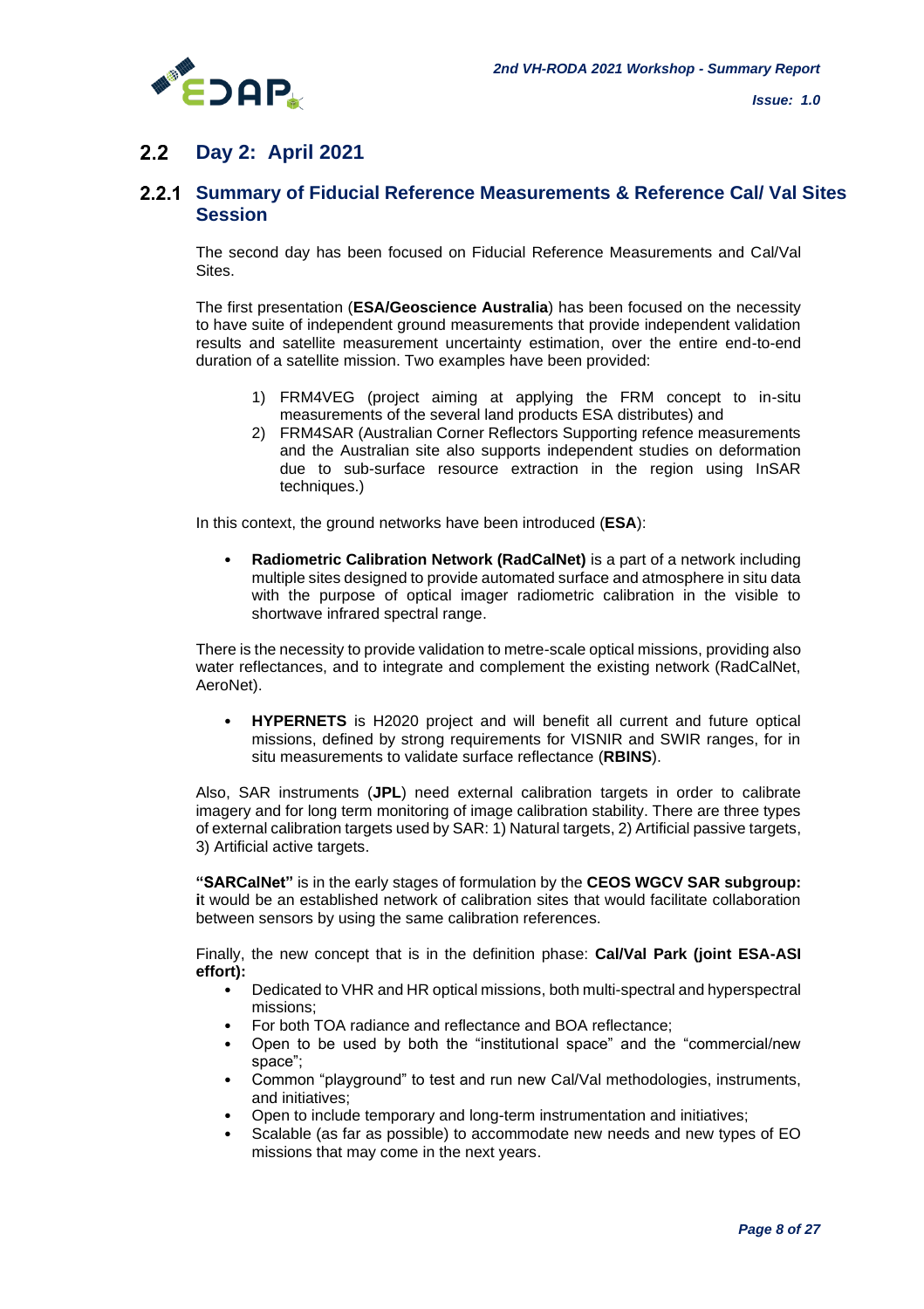## 2.2 Day 2: April 2021

### 2.2.1 Summary of Fiducial Reference Measurements & Reference Cal/ Val Sites Session

The second day has been focused on Fiducial Reference Measurements and Cal/Val Sites.

The first presentation (**ESA/Geoscience Australia**) has been focused on the necessity to have suite of independent ground measurements that provide independent validation results and satellite measurement uncertainty estimation, over the entire end-to-end duration of a satellite mission. Two examples have been provided:

1) FRM4VEG (project aiming at applying the FRM concept to in-situ measurements of the several land products ESA distributes) and
2) FRM4SAR (Australian Corner Reflectors Supporting refence measurements and the Australian site also supports independent studies on deformation due to sub-surface resource extraction in the region using InSAR techniques.)

In this context, the ground networks have been introduced (**ESA**):

- **Radiometric Calibration Network (RadCalNet)** is a part of a network including multiple sites designed to provide automated surface and atmosphere in situ data with the purpose of optical imager radiometric calibration in the visible to shortwave infrared spectral range.

There is the necessity to provide validation to metre-scale optical missions, providing also water reflectances, and to integrate and complement the existing network (RadCalNet, AeroNet).

- **HYPERNETS** is H2020 project and will benefit all current and future optical missions, defined by strong requirements for VISNIR and SWIR ranges, for in situ measurements to validate surface reflectance (**RBINS**).

Also, SAR instruments (**JPL**) need external calibration targets in order to calibrate imagery and for long term monitoring of image calibration stability. There are three types of external calibration targets used by SAR: 1) Natural targets, 2) Artificial passive targets, 3) Artificial active targets.

**"SARCalNet"** is in the early stages of formulation by the **CEOS WGCV SAR subgroup: i**t would be an established network of calibration sites that would facilitate collaboration between sensors by using the same calibration references.

Finally, the new concept that is in the definition phase: **Cal/Val Park (joint ESA-ASI effort):**

- Dedicated to VHR and HR optical missions, both multi-spectral and hyperspectral missions;
- For both TOA radiance and reflectance and BOA reflectance;
- Open to be used by both the "institutional space" and the "commercial/new space";
- Common "playground" to test and run new Cal/Val methodologies, instruments, and initiatives;
- Open to include temporary and long-term instrumentation and initiatives;
- Scalable (as far as possible) to accommodate new needs and new types of EO missions that may come in the next years.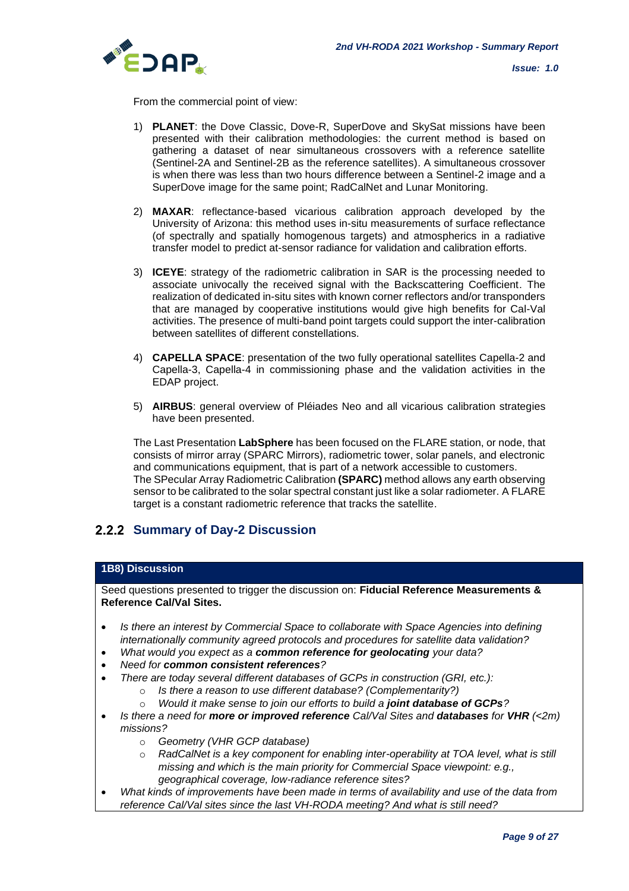From the commercial point of view:

1) **PLANET**: the Dove Classic, Dove-R, SuperDove and SkySat missions have been presented with their calibration methodologies: the current method is based on gathering a dataset of near simultaneous crossovers with a reference satellite (Sentinel-2A and Sentinel-2B as the reference satellites). A simultaneous crossover is when there was less than two hours difference between a Sentinel-2 image and a SuperDove image for the same point; RadCalNet and Lunar Monitoring.

2) **MAXAR**: reflectance-based vicarious calibration approach developed by the University of Arizona: this method uses in-situ measurements of surface reflectance (of spectrally and spatially homogenous targets) and atmospherics in a radiative transfer model to predict at-sensor radiance for validation and calibration efforts.

3) **ICEYE**: strategy of the radiometric calibration in SAR is the processing needed to associate univocally the received signal with the Backscattering Coefficient. The realization of dedicated in-situ sites with known corner reflectors and/or transponders that are managed by cooperative institutions would give high benefits for Cal-Val activities. The presence of multi-band point targets could support the inter-calibration between satellites of different constellations.

4) **CAPELLA SPACE**: presentation of the two fully operational satellites Capella-2 and Capella-3, Capella-4 in commissioning phase and the validation activities in the EDAP project.

5) **AIRBUS**: general overview of Pléiades Neo and all vicarious calibration strategies have been presented.

The Last Presentation **LabSphere** has been focused on the FLARE station, or node, that consists of mirror array (SPARC Mirrors), radiometric tower, solar panels, and electronic and communications equipment, that is part of a network accessible to customers.
The SPecular Array Radiometric Calibration **(SPARC)** method allows any earth observing sensor to be calibrated to the solar spectral constant just like a solar radiometer. A FLARE target is a constant radiometric reference that tracks the satellite.

### 2.2.2 Summary of Day-2 Discussion

| **1B8) Discussion** |
| --- |
| Seed questions presented to trigger the discussion on: **Fiducial Reference Measurements & Reference Cal/Val Sites.** |

- *Is there an interest by Commercial Space to collaborate with Space Agencies into defining internationally community agreed protocols and procedures for satellite data validation?*
- *What would you expect as a **common reference for geolocating** your data?*
- *Need for **common consistent references**?*
- *There are today several different databases of GCPs in construction (GRI, etc.):*
  - *Is there a reason to use different database? (Complementarity?)*
  - *Would it make sense to join our efforts to build a **joint database of GCPs**?*
- *Is there a need for **more or improved reference** Cal/Val Sites and **databases** for **VHR** (<2m) missions?*
  - *Geometry (VHR GCP database)*
  - *RadCalNet is a key component for enabling inter-operability at TOA level, what is still missing and which is the main priority for Commercial Space viewpoint: e.g., geographical coverage, low-radiance reference sites?*
- *What kinds of improvements have been made in terms of availability and use of the data from reference Cal/Val sites since the last VH-RODA meeting? And what is still need?*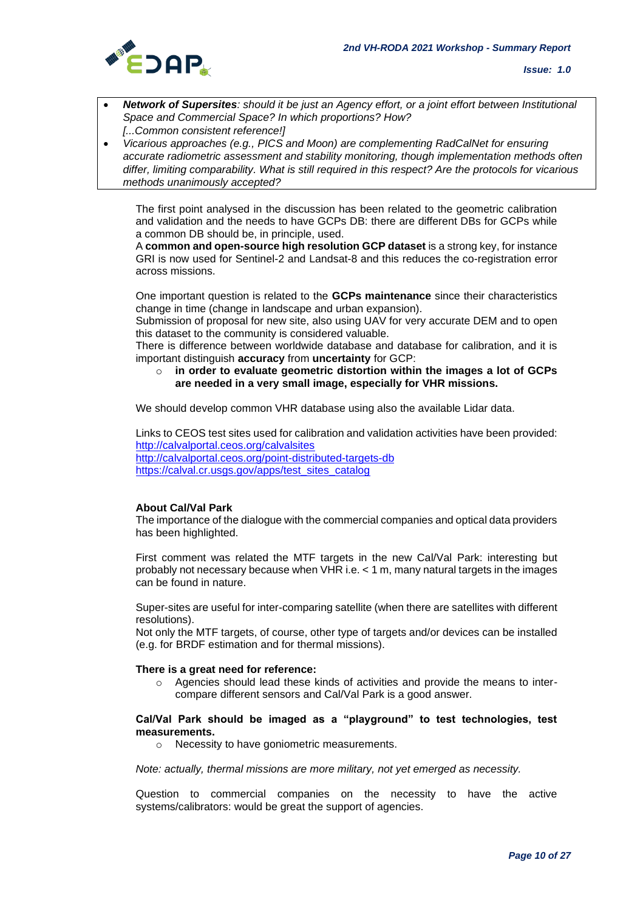- ***Network of Supersites****: should it be just an Agency effort, or a joint effort between Institutional Space and Commercial Space? In which proportions? How?* *[...Common consistent reference!]*
- *Vicarious approaches (e.g., PICS and Moon) are complementing RadCalNet for ensuring accurate radiometric assessment and stability monitoring, though implementation methods often differ, limiting comparability. What is still required in this respect? Are the protocols for vicarious methods unanimously accepted?*

The first point analysed in the discussion has been related to the geometric calibration and validation and the needs to have GCPs DB: there are different DBs for GCPs while a common DB should be, in principle, used.
A **common and open-source high resolution GCP dataset** is a strong key, for instance GRI is now used for Sentinel-2 and Landsat-8 and this reduces the co-registration error across missions.

One important question is related to the **GCPs maintenance** since their characteristics change in time (change in landscape and urban expansion).
Submission of proposal for new site, also using UAV for very accurate DEM and to open this dataset to the community is considered valuable.
There is difference between worldwide database and database for calibration, and it is important distinguish **accuracy** from **uncertainty** for GCP:

- **in order to evaluate geometric distortion within the images a lot of GCPs are needed in a very small image, especially for VHR missions.**

We should develop common VHR database using also the available Lidar data.

Links to CEOS test sites used for calibration and validation activities have been provided:
http://calvalportal.ceos.org/calvalsites
http://calvalportal.ceos.org/point-distributed-targets-db
https://calval.cr.usgs.gov/apps/test_sites_catalog

**About Cal/Val Park**
The importance of the dialogue with the commercial companies and optical data providers has been highlighted.

First comment was related the MTF targets in the new Cal/Val Park: interesting but probably not necessary because when VHR i.e. < 1 m, many natural targets in the images can be found in nature.

Super-sites are useful for inter-comparing satellite (when there are satellites with different resolutions).
Not only the MTF targets, of course, other type of targets and/or devices can be installed (e.g. for BRDF estimation and for thermal missions).

**There is a great need for reference:**

- Agencies should lead these kinds of activities and provide the means to inter-compare different sensors and Cal/Val Park is a good answer.

**Cal/Val Park should be imaged as a "playground" to test technologies, test measurements.**

- Necessity to have goniometric measurements.

*Note: actually, thermal missions are more military, not yet emerged as necessity.*

Question to commercial companies on the necessity to have the active systems/calibrators: would be great the support of agencies.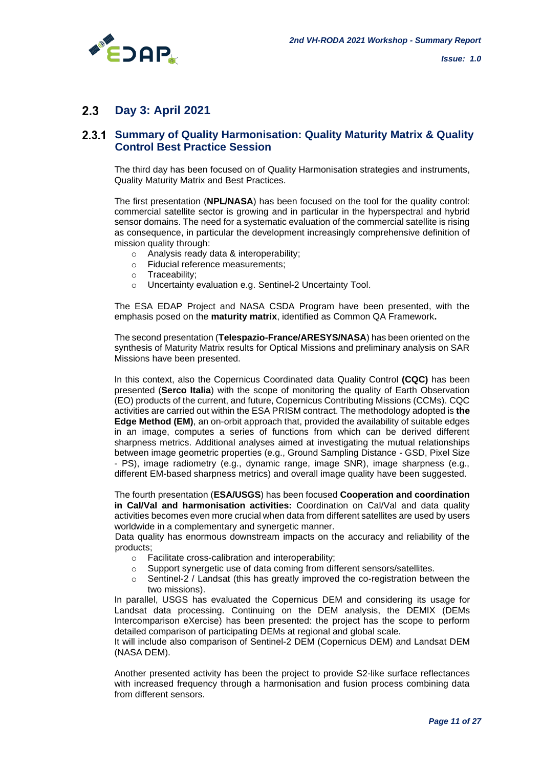## 2.3 Day 3: April 2021

### 2.3.1 Summary of Quality Harmonisation: Quality Maturity Matrix & Quality Control Best Practice Session

The third day has been focused on of Quality Harmonisation strategies and instruments, Quality Maturity Matrix and Best Practices.

The first presentation (**NPL/NASA**) has been focused on the tool for the quality control: commercial satellite sector is growing and in particular in the hyperspectral and hybrid sensor domains. The need for a systematic evaluation of the commercial satellite is rising as consequence, in particular the development increasingly comprehensive definition of mission quality through:

- Analysis ready data & interoperability;
- Fiducial reference measurements;
- Traceability;
- Uncertainty evaluation e.g. Sentinel-2 Uncertainty Tool.

The ESA EDAP Project and NASA CSDA Program have been presented, with the emphasis posed on the **maturity matrix**, identified as Common QA Framework**.**

The second presentation (**Telespazio-France/ARESYS/NASA**) has been oriented on the synthesis of Maturity Matrix results for Optical Missions and preliminary analysis on SAR Missions have been presented.

In this context, also the Copernicus Coordinated data Quality Control **(CQC)** has been presented (**Serco Italia**) with the scope of monitoring the quality of Earth Observation (EO) products of the current, and future, Copernicus Contributing Missions (CCMs). CQC activities are carried out within the ESA PRISM contract. The methodology adopted is **the Edge Method (EM)**, an on-orbit approach that, provided the availability of suitable edges in an image, computes a series of functions from which can be derived different sharpness metrics. Additional analyses aimed at investigating the mutual relationships between image geometric properties (e.g., Ground Sampling Distance - GSD, Pixel Size - PS), image radiometry (e.g., dynamic range, image SNR), image sharpness (e.g., different EM-based sharpness metrics) and overall image quality have been suggested.

The fourth presentation (**ESA/USGS**) has been focused **Cooperation and coordination in Cal/Val and harmonisation activities:** Coordination on Cal/Val and data quality activities becomes even more crucial when data from different satellites are used by users worldwide in a complementary and synergetic manner.

Data quality has enormous downstream impacts on the accuracy and reliability of the products;

- Facilitate cross-calibration and interoperability;
- Support synergetic use of data coming from different sensors/satellites.
- Sentinel-2 / Landsat (this has greatly improved the co-registration between the two missions).

In parallel, USGS has evaluated the Copernicus DEM and considering its usage for Landsat data processing. Continuing on the DEM analysis, the DEMIX (DEMs Intercomparison eXercise) has been presented: the project has the scope to perform detailed comparison of participating DEMs at regional and global scale.

It will include also comparison of Sentinel-2 DEM (Copernicus DEM) and Landsat DEM (NASA DEM).

Another presented activity has been the project to provide S2-like surface reflectances with increased frequency through a harmonisation and fusion process combining data from different sensors.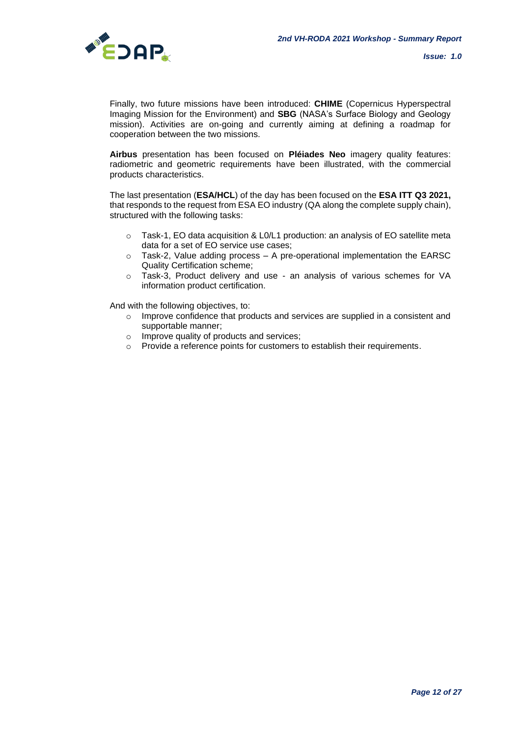Finally, two future missions have been introduced: **CHIME** (Copernicus Hyperspectral Imaging Mission for the Environment) and **SBG** (NASA's Surface Biology and Geology mission). Activities are on-going and currently aiming at defining a roadmap for cooperation between the two missions.

**Airbus** presentation has been focused on **Pléiades Neo** imagery quality features: radiometric and geometric requirements have been illustrated, with the commercial products characteristics.

The last presentation (**ESA/HCL**) of the day has been focused on the **ESA ITT Q3 2021,** that responds to the request from ESA EO industry (QA along the complete supply chain), structured with the following tasks:

- Task-1, EO data acquisition & L0/L1 production: an analysis of EO satellite meta data for a set of EO service use cases;
- Task-2, Value adding process – A pre-operational implementation the EARSC Quality Certification scheme;
- Task-3, Product delivery and use - an analysis of various schemes for VA information product certification.

And with the following objectives, to:

- Improve confidence that products and services are supplied in a consistent and supportable manner;
- Improve quality of products and services;
- Provide a reference points for customers to establish their requirements.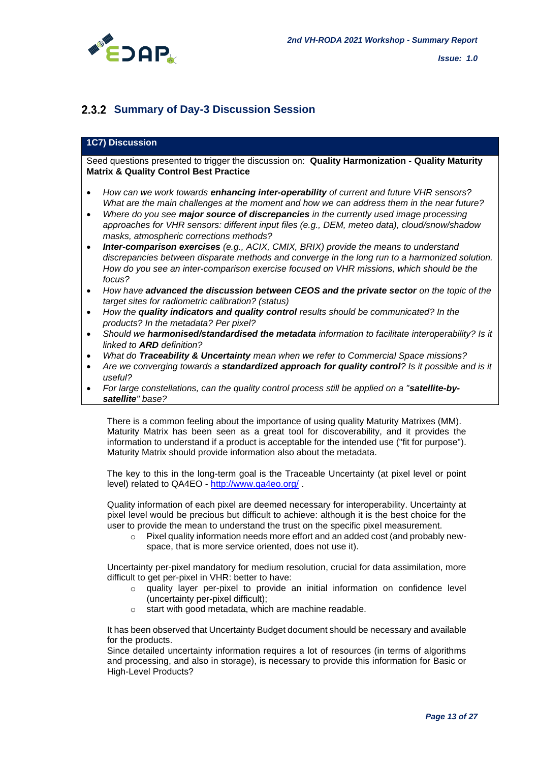### 2.3.2 Summary of Day-3 Discussion Session

**1C7) Discussion**

Seed questions presented to trigger the discussion on: **Quality Harmonization - Quality Maturity Matrix & Quality Control Best Practice**

- *How can we work towards **enhancing inter-operability** of current and future VHR sensors? What are the main challenges at the moment and how we can address them in the near future?*
- *Where do you see **major source of discrepancies** in the currently used image processing approaches for VHR sensors: different input files (e.g., DEM, meteo data), cloud/snow/shadow masks, atmospheric corrections methods?*
- ***Inter-comparison exercises** (e.g., ACIX, CMIX, BRIX) provide the means to understand discrepancies between disparate methods and converge in the long run to a harmonized solution. How do you see an inter-comparison exercise focused on VHR missions, which should be the focus?*
- *How have **advanced the discussion between CEOS and the private sector** on the topic of the target sites for radiometric calibration? (status)*
- *How the **quality indicators and quality control** results should be communicated? In the products? In the metadata? Per pixel?*
- *Should we **harmonised/standardised the metadata** information to facilitate interoperability? Is it linked to **ARD** definition?*
- *What do **Traceability & Uncertainty** mean when we refer to Commercial Space missions?*
- *Are we converging towards a **standardized approach for quality control**? Is it possible and is it useful?*
- *For large constellations, can the quality control process still be applied on a "**satellite-by-satellite**" base?*

There is a common feeling about the importance of using quality Maturity Matrixes (MM). Maturity Matrix has been seen as a great tool for discoverability, and it provides the information to understand if a product is acceptable for the intended use ("fit for purpose"). Maturity Matrix should provide information also about the metadata.

The key to this in the long-term goal is the Traceable Uncertainty (at pixel level or point level) related to QA4EO - [http://www.qa4eo.org/](http://www.qa4eo.org/) .

Quality information of each pixel are deemed necessary for interoperability. Uncertainty at pixel level would be precious but difficult to achieve: although it is the best choice for the user to provide the mean to understand the trust on the specific pixel measurement.

- Pixel quality information needs more effort and an added cost (and probably new-space, that is more service oriented, does not use it).

Uncertainty per-pixel mandatory for medium resolution, crucial for data assimilation, more difficult to get per-pixel in VHR: better to have:

- quality layer per-pixel to provide an initial information on confidence level (uncertainty per-pixel difficult);
- start with good metadata, which are machine readable.

It has been observed that Uncertainty Budget document should be necessary and available for the products.
Since detailed uncertainty information requires a lot of resources (in terms of algorithms and processing, and also in storage), is necessary to provide this information for Basic or High-Level Products?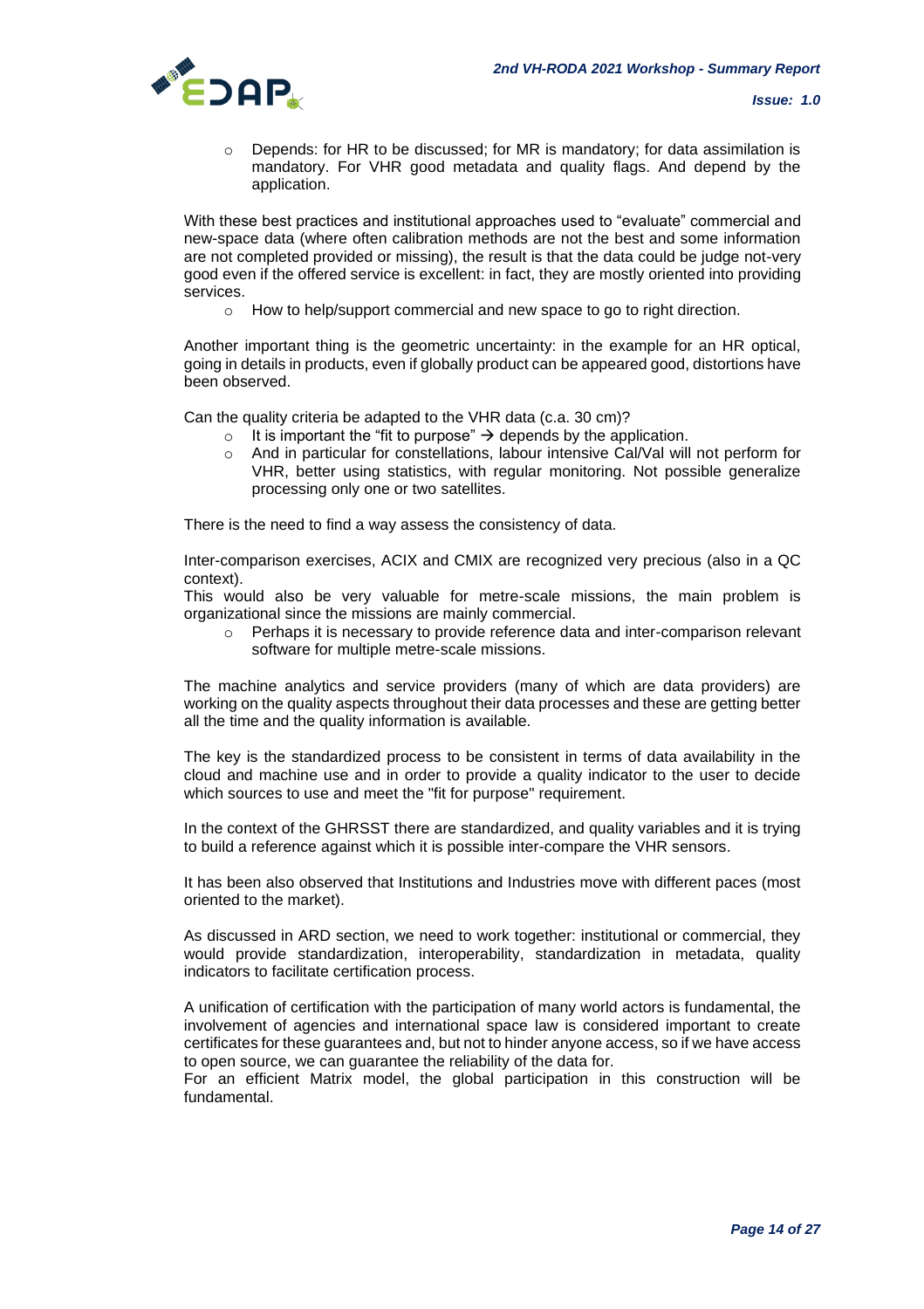- Depends: for HR to be discussed; for MR is mandatory; for data assimilation is mandatory. For VHR good metadata and quality flags. And depend by the application.

With these best practices and institutional approaches used to "evaluate" commercial and new-space data (where often calibration methods are not the best and some information are not completed provided or missing), the result is that the data could be judge not-very good even if the offered service is excellent: in fact, they are mostly oriented into providing services.

- How to help/support commercial and new space to go to right direction.

Another important thing is the geometric uncertainty: in the example for an HR optical, going in details in products, even if globally product can be appeared good, distortions have been observed.

Can the quality criteria be adapted to the VHR data (c.a. 30 cm)?

- It is important the "fit to purpose" → depends by the application.
- And in particular for constellations, labour intensive Cal/Val will not perform for VHR, better using statistics, with regular monitoring. Not possible generalize processing only one or two satellites.

There is the need to find a way assess the consistency of data.

Inter-comparison exercises, ACIX and CMIX are recognized very precious (also in a QC context).
This would also be very valuable for metre-scale missions, the main problem is organizational since the missions are mainly commercial.

- Perhaps it is necessary to provide reference data and inter-comparison relevant software for multiple metre-scale missions.

The machine analytics and service providers (many of which are data providers) are working on the quality aspects throughout their data processes and these are getting better all the time and the quality information is available.

The key is the standardized process to be consistent in terms of data availability in the cloud and machine use and in order to provide a quality indicator to the user to decide which sources to use and meet the "fit for purpose" requirement.

In the context of the GHRSST there are standardized, and quality variables and it is trying to build a reference against which it is possible inter-compare the VHR sensors.

It has been also observed that Institutions and Industries move with different paces (most oriented to the market).

As discussed in ARD section, we need to work together: institutional or commercial, they would provide standardization, interoperability, standardization in metadata, quality indicators to facilitate certification process.

A unification of certification with the participation of many world actors is fundamental, the involvement of agencies and international space law is considered important to create certificates for these guarantees and, but not to hinder anyone access, so if we have access to open source, we can guarantee the reliability of the data for.
For an efficient Matrix model, the global participation in this construction will be fundamental.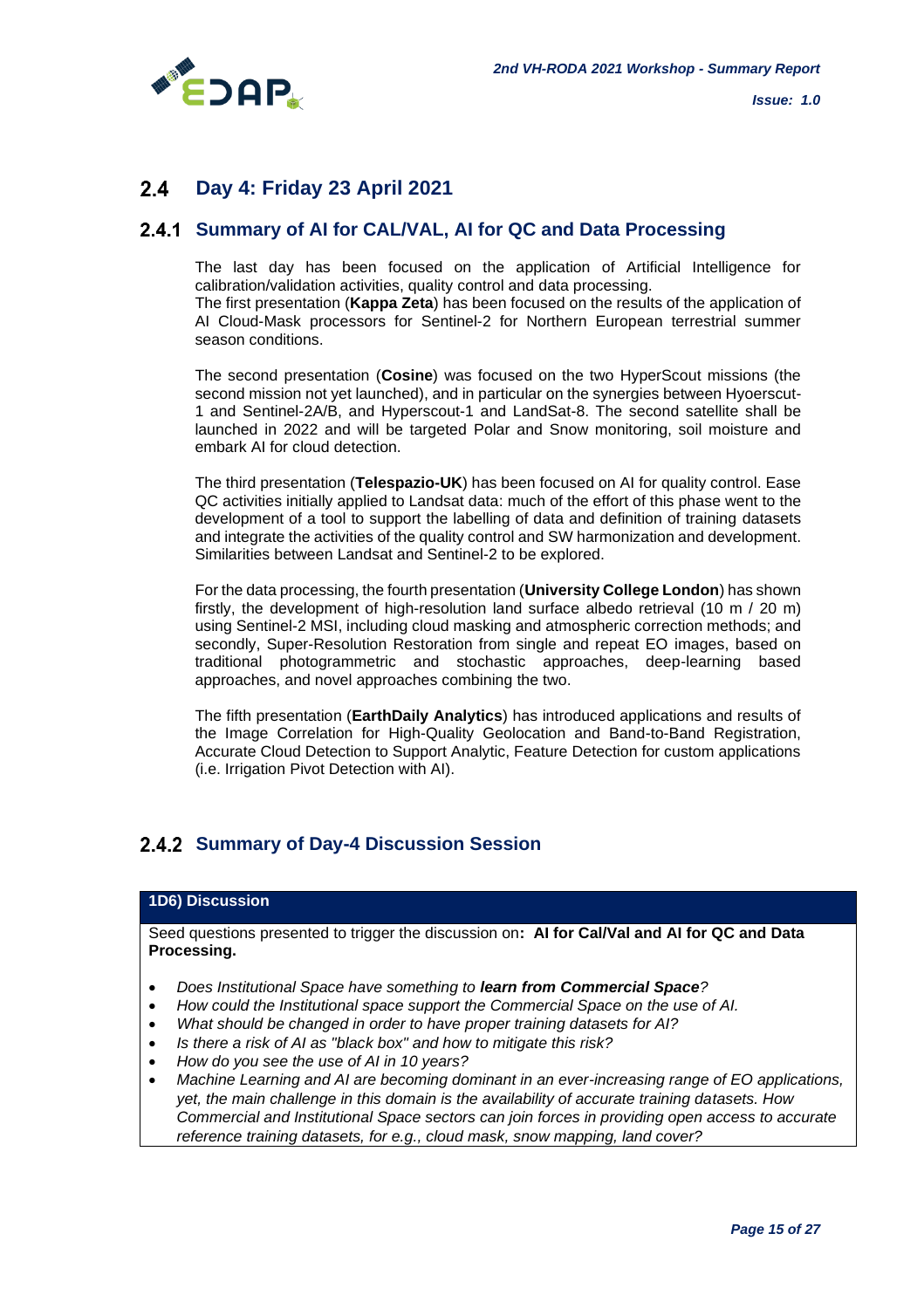## 2.4 Day 4: Friday 23 April 2021

### 2.4.1 Summary of AI for CAL/VAL, AI for QC and Data Processing

The last day has been focused on the application of Artificial Intelligence for calibration/validation activities, quality control and data processing.
The first presentation (**Kappa Zeta**) has been focused on the results of the application of AI Cloud-Mask processors for Sentinel-2 for Northern European terrestrial summer season conditions.

The second presentation (**Cosine**) was focused on the two HyperScout missions (the second mission not yet launched), and in particular on the synergies between Hyoerscut-1 and Sentinel-2A/B, and Hyperscout-1 and LandSat-8. The second satellite shall be launched in 2022 and will be targeted Polar and Snow monitoring, soil moisture and embark AI for cloud detection.

The third presentation (**Telespazio-UK**) has been focused on AI for quality control. Ease QC activities initially applied to Landsat data: much of the effort of this phase went to the development of a tool to support the labelling of data and definition of training datasets and integrate the activities of the quality control and SW harmonization and development. Similarities between Landsat and Sentinel-2 to be explored.

For the data processing, the fourth presentation (**University College London**) has shown firstly, the development of high-resolution land surface albedo retrieval (10 m / 20 m) using Sentinel-2 MSI, including cloud masking and atmospheric correction methods; and secondly, Super-Resolution Restoration from single and repeat EO images, based on traditional photogrammetric and stochastic approaches, deep-learning based approaches, and novel approaches combining the two.

The fifth presentation (**EarthDaily Analytics**) has introduced applications and results of the Image Correlation for High-Quality Geolocation and Band-to-Band Registration, Accurate Cloud Detection to Support Analytic, Feature Detection for custom applications (i.e. Irrigation Pivot Detection with AI).

### 2.4.2 Summary of Day-4 Discussion Session

| 1D6) Discussion |
| --- |
| Seed questions presented to trigger the discussion on**: AI for Cal/Val and AI for QC and Data Processing.** |

- *Does Institutional Space have something to **learn from Commercial Space**?*
- *How could the Institutional space support the Commercial Space on the use of AI.*
- *What should be changed in order to have proper training datasets for AI?*
- *Is there a risk of AI as "black box" and how to mitigate this risk?*
- *How do you see the use of AI in 10 years?*
- *Machine Learning and AI are becoming dominant in an ever-increasing range of EO applications, yet, the main challenge in this domain is the availability of accurate training datasets. How Commercial and Institutional Space sectors can join forces in providing open access to accurate reference training datasets, for e.g., cloud mask, snow mapping, land cover?*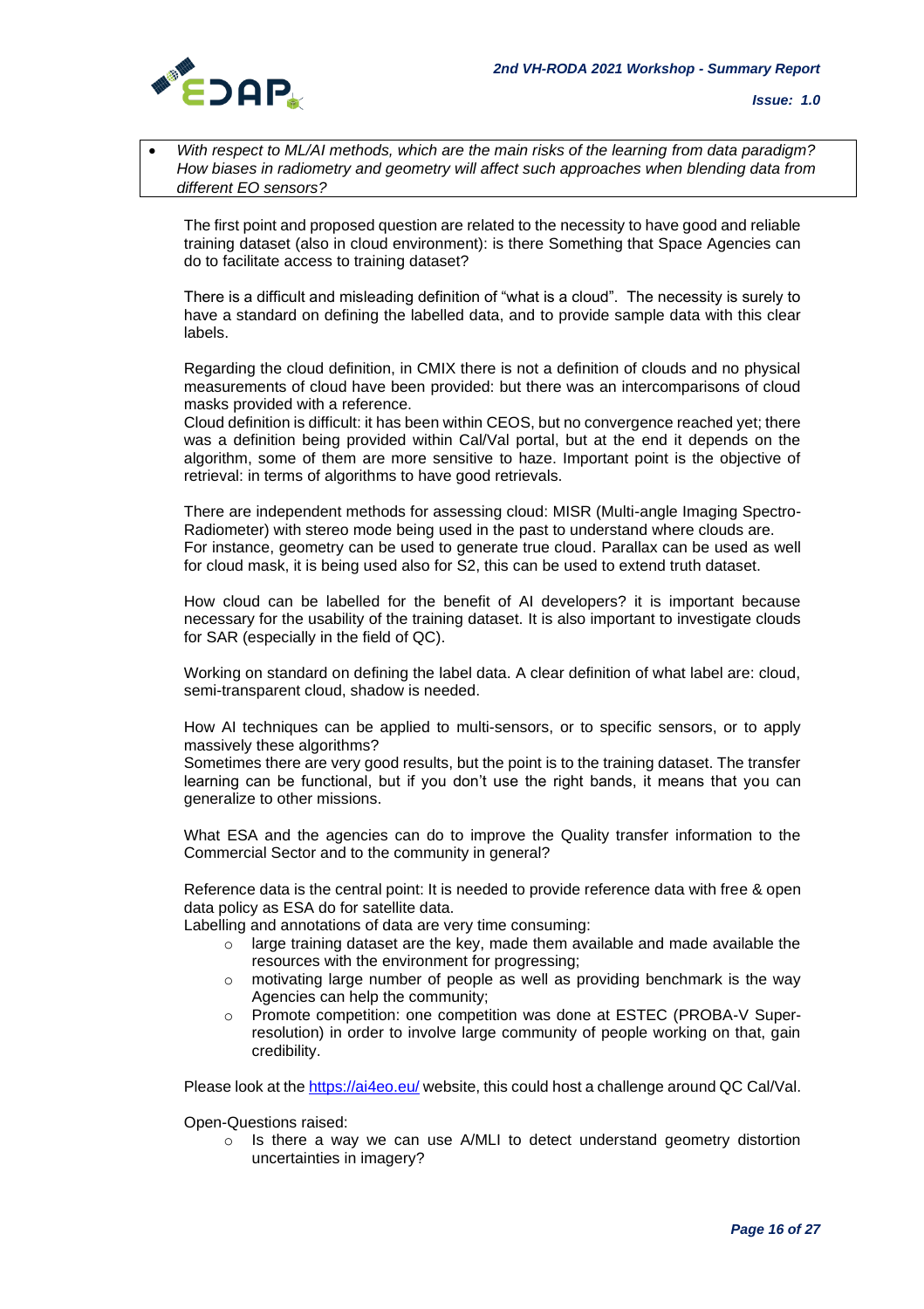- *With respect to ML/AI methods, which are the main risks of the learning from data paradigm? How biases in radiometry and geometry will affect such approaches when blending data from different EO sensors?*

The first point and proposed question are related to the necessity to have good and reliable training dataset (also in cloud environment): is there Something that Space Agencies can do to facilitate access to training dataset?

There is a difficult and misleading definition of "what is a cloud". The necessity is surely to have a standard on defining the labelled data, and to provide sample data with this clear labels.

Regarding the cloud definition, in CMIX there is not a definition of clouds and no physical measurements of cloud have been provided: but there was an intercomparisons of cloud masks provided with a reference.
Cloud definition is difficult: it has been within CEOS, but no convergence reached yet; there was a definition being provided within Cal/Val portal, but at the end it depends on the algorithm, some of them are more sensitive to haze. Important point is the objective of retrieval: in terms of algorithms to have good retrievals.

There are independent methods for assessing cloud: MISR (Multi-angle Imaging Spectro-Radiometer) with stereo mode being used in the past to understand where clouds are.
For instance, geometry can be used to generate true cloud. Parallax can be used as well for cloud mask, it is being used also for S2, this can be used to extend truth dataset.

How cloud can be labelled for the benefit of AI developers? it is important because necessary for the usability of the training dataset. It is also important to investigate clouds for SAR (especially in the field of QC).

Working on standard on defining the label data. A clear definition of what label are: cloud, semi-transparent cloud, shadow is needed.

How AI techniques can be applied to multi-sensors, or to specific sensors, or to apply massively these algorithms?
Sometimes there are very good results, but the point is to the training dataset. The transfer learning can be functional, but if you don't use the right bands, it means that you can generalize to other missions.

What ESA and the agencies can do to improve the Quality transfer information to the Commercial Sector and to the community in general?

Reference data is the central point: It is needed to provide reference data with free & open data policy as ESA do for satellite data.
Labelling and annotations of data are very time consuming:

- large training dataset are the key, made them available and made available the resources with the environment for progressing;
- motivating large number of people as well as providing benchmark is the way Agencies can help the community;
- Promote competition: one competition was done at ESTEC (PROBA-V Super-resolution) in order to involve large community of people working on that, gain credibility.

Please look at the [https://ai4eo.eu/](https://ai4eo.eu/) website, this could host a challenge around QC Cal/Val.

Open-Questions raised:

- Is there a way we can use A/MLI to detect understand geometry distortion uncertainties in imagery?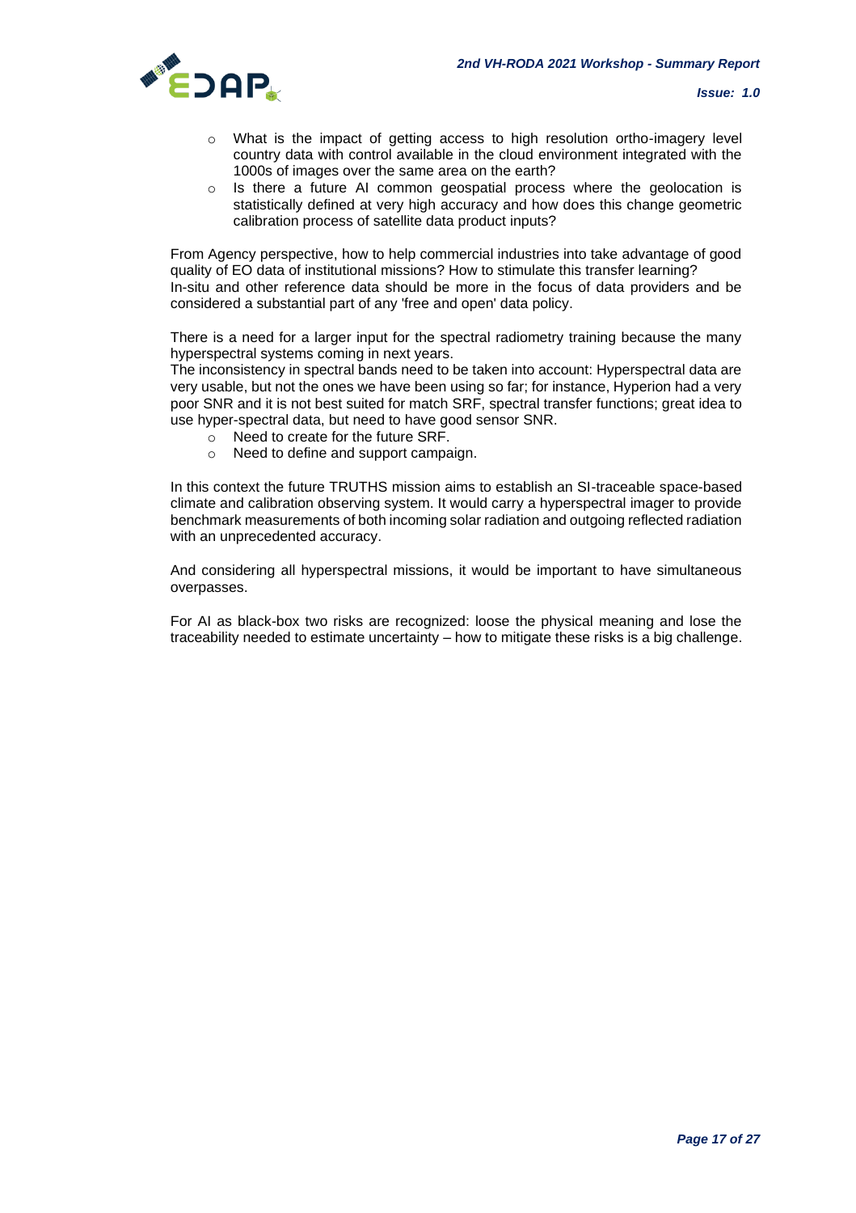- What is the impact of getting access to high resolution ortho-imagery level country data with control available in the cloud environment integrated with the 1000s of images over the same area on the earth?
- Is there a future AI common geospatial process where the geolocation is statistically defined at very high accuracy and how does this change geometric calibration process of satellite data product inputs?

From Agency perspective, how to help commercial industries into take advantage of good quality of EO data of institutional missions? How to stimulate this transfer learning?
In-situ and other reference data should be more in the focus of data providers and be considered a substantial part of any 'free and open' data policy.

There is a need for a larger input for the spectral radiometry training because the many hyperspectral systems coming in next years.
The inconsistency in spectral bands need to be taken into account: Hyperspectral data are very usable, but not the ones we have been using so far; for instance, Hyperion had a very poor SNR and it is not best suited for match SRF, spectral transfer functions; great idea to use hyper-spectral data, but need to have good sensor SNR.

- Need to create for the future SRF.
- Need to define and support campaign.

In this context the future TRUTHS mission aims to establish an SI-traceable space-based climate and calibration observing system. It would carry a hyperspectral imager to provide benchmark measurements of both incoming solar radiation and outgoing reflected radiation with an unprecedented accuracy.

And considering all hyperspectral missions, it would be important to have simultaneous overpasses.

For AI as black-box two risks are recognized: loose the physical meaning and lose the traceability needed to estimate uncertainty – how to mitigate these risks is a big challenge.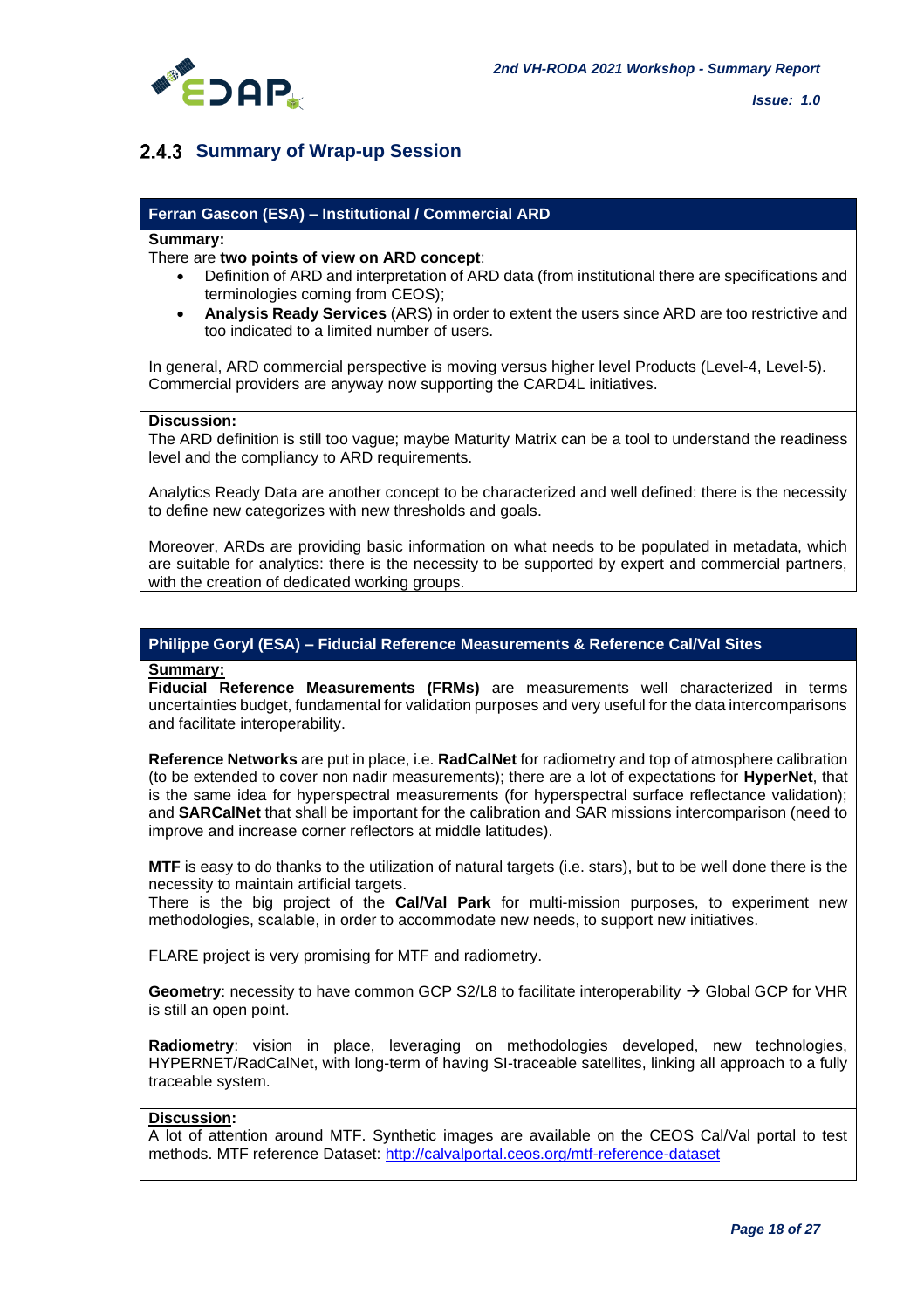### 2.4.3 Summary of Wrap-up Session

**Ferran Gascon (ESA) – Institutional / Commercial ARD**

**Summary:**

There are **two points of view on ARD concept**:

- Definition of ARD and interpretation of ARD data (from institutional there are specifications and terminologies coming from CEOS);
- **Analysis Ready Services** (ARS) in order to extent the users since ARD are too restrictive and too indicated to a limited number of users.

In general, ARD commercial perspective is moving versus higher level Products (Level-4, Level-5). Commercial providers are anyway now supporting the CARD4L initiatives.

**Discussion:**

The ARD definition is still too vague; maybe Maturity Matrix can be a tool to understand the readiness level and the compliancy to ARD requirements.

Analytics Ready Data are another concept to be characterized and well defined: there is the necessity to define new categorizes with new thresholds and goals.

Moreover, ARDs are providing basic information on what needs to be populated in metadata, which are suitable for analytics: there is the necessity to be supported by expert and commercial partners, with the creation of dedicated working groups.

**Philippe Goryl (ESA) – Fiducial Reference Measurements & Reference Cal/Val Sites**

**Summary:**

**Fiducial Reference Measurements (FRMs)** are measurements well characterized in terms uncertainties budget, fundamental for validation purposes and very useful for the data intercomparisons and facilitate interoperability.

**Reference Networks** are put in place, i.e. **RadCalNet** for radiometry and top of atmosphere calibration (to be extended to cover non nadir measurements); there are a lot of expectations for **HyperNet**, that is the same idea for hyperspectral measurements (for hyperspectral surface reflectance validation); and **SARCalNet** that shall be important for the calibration and SAR missions intercomparison (need to improve and increase corner reflectors at middle latitudes).

**MTF** is easy to do thanks to the utilization of natural targets (i.e. stars), but to be well done there is the necessity to maintain artificial targets.

There is the big project of the **Cal/Val Park** for multi-mission purposes, to experiment new methodologies, scalable, in order to accommodate new needs, to support new initiatives.

FLARE project is very promising for MTF and radiometry.

**Geometry**: necessity to have common GCP S2/L8 to facilitate interoperability → Global GCP for VHR is still an open point.

**Radiometry**: vision in place, leveraging on methodologies developed, new technologies, HYPERNET/RadCalNet, with long-term of having SI-traceable satellites, linking all approach to a fully traceable system.

**Discussion:**

A lot of attention around MTF. Synthetic images are available on the CEOS Cal/Val portal to test methods. MTF reference Dataset: http://calvalportal.ceos.org/mtf-reference-dataset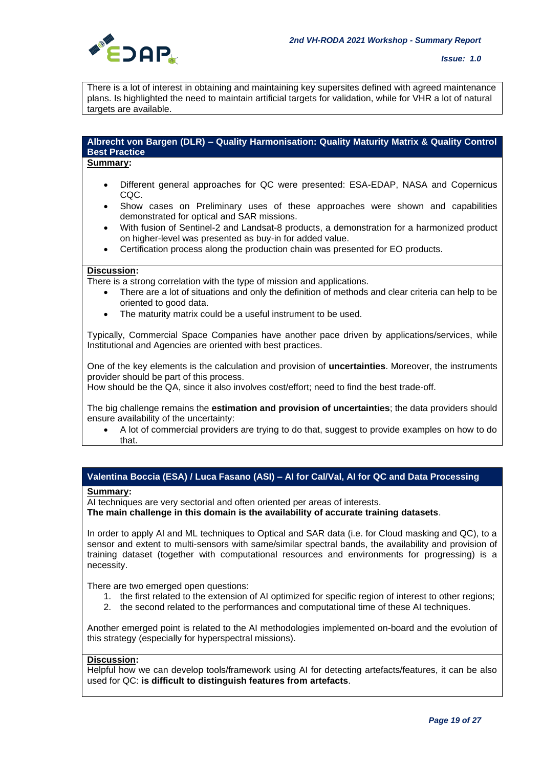There is a lot of interest in obtaining and maintaining key supersites defined with agreed maintenance plans. Is highlighted the need to maintain artificial targets for validation, while for VHR a lot of natural targets are available.

### Albrecht von Bargen (DLR) – Quality Harmonisation: Quality Maturity Matrix & Quality Control Best Practice

**Summary:**

- Different general approaches for QC were presented: ESA-EDAP, NASA and Copernicus CQC.
- Show cases on Preliminary uses of these approaches were shown and capabilities demonstrated for optical and SAR missions.
- With fusion of Sentinel-2 and Landsat-8 products, a demonstration for a harmonized product on higher-level was presented as buy-in for added value.
- Certification process along the production chain was presented for EO products.

**Discussion:**

There is a strong correlation with the type of mission and applications.

- There are a lot of situations and only the definition of methods and clear criteria can help to be oriented to good data.
- The maturity matrix could be a useful instrument to be used.

Typically, Commercial Space Companies have another pace driven by applications/services, while Institutional and Agencies are oriented with best practices.

One of the key elements is the calculation and provision of **uncertainties**. Moreover, the instruments provider should be part of this process.
How should be the QA, since it also involves cost/effort; need to find the best trade-off.

The big challenge remains the **estimation and provision of uncertainties**; the data providers should ensure availability of the uncertainty:

- A lot of commercial providers are trying to do that, suggest to provide examples on how to do that.

### Valentina Boccia (ESA) / Luca Fasano (ASI) – AI for Cal/Val, AI for QC and Data Processing

**Summary:**

AI techniques are very sectorial and often oriented per areas of interests.
**The main challenge in this domain is the availability of accurate training datasets**.

In order to apply AI and ML techniques to Optical and SAR data (i.e. for Cloud masking and QC), to a sensor and extent to multi-sensors with same/similar spectral bands, the availability and provision of training dataset (together with computational resources and environments for progressing) is a necessity.

There are two emerged open questions:

1. the first related to the extension of AI optimized for specific region of interest to other regions;
2. the second related to the performances and computational time of these AI techniques.

Another emerged point is related to the AI methodologies implemented on-board and the evolution of this strategy (especially for hyperspectral missions).

**Discussion:**

Helpful how we can develop tools/framework using AI for detecting artefacts/features, it can be also used for QC: **is difficult to distinguish features from artefacts**.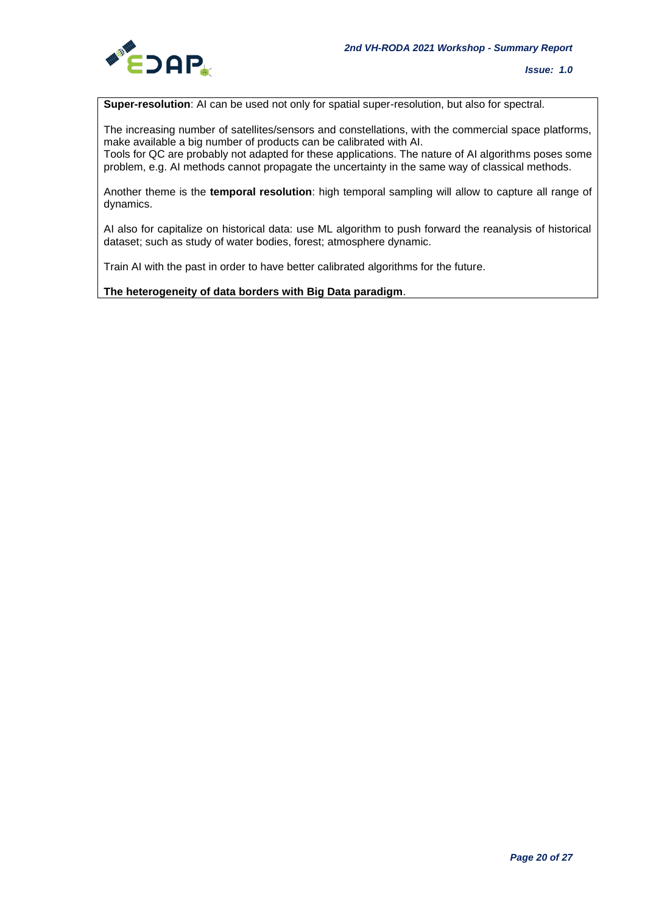**Super-resolution**: AI can be used not only for spatial super-resolution, but also for spectral.

The increasing number of satellites/sensors and constellations, with the commercial space platforms, make available a big number of products can be calibrated with AI.
Tools for QC are probably not adapted for these applications. The nature of AI algorithms poses some problem, e.g. AI methods cannot propagate the uncertainty in the same way of classical methods.

Another theme is the **temporal resolution**: high temporal sampling will allow to capture all range of dynamics.

AI also for capitalize on historical data: use ML algorithm to push forward the reanalysis of historical dataset; such as study of water bodies, forest; atmosphere dynamic.

Train AI with the past in order to have better calibrated algorithms for the future.

**The heterogeneity of data borders with Big Data paradigm**.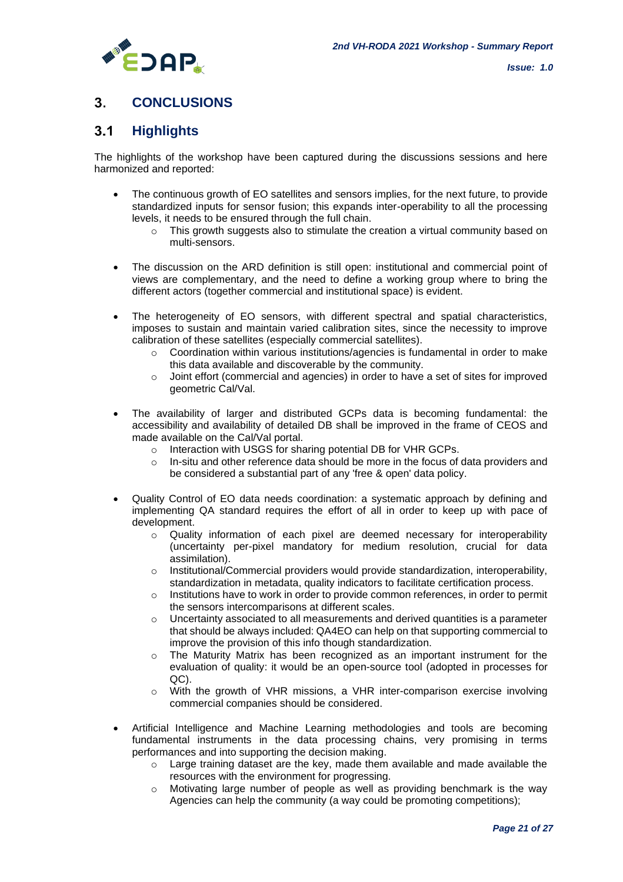# 3. CONCLUSIONS

## 3.1 Highlights

The highlights of the workshop have been captured during the discussions sessions and here harmonized and reported:

- The continuous growth of EO satellites and sensors implies, for the next future, to provide standardized inputs for sensor fusion; this expands inter-operability to all the processing levels, it needs to be ensured through the full chain.
    - This growth suggests also to stimulate the creation a virtual community based on multi-sensors.

- The discussion on the ARD definition is still open: institutional and commercial point of views are complementary, and the need to define a working group where to bring the different actors (together commercial and institutional space) is evident.

- The heterogeneity of EO sensors, with different spectral and spatial characteristics, imposes to sustain and maintain varied calibration sites, since the necessity to improve calibration of these satellites (especially commercial satellites).
    - Coordination within various institutions/agencies is fundamental in order to make this data available and discoverable by the community.
    - Joint effort (commercial and agencies) in order to have a set of sites for improved geometric Cal/Val.

- The availability of larger and distributed GCPs data is becoming fundamental: the accessibility and availability of detailed DB shall be improved in the frame of CEOS and made available on the Cal/Val portal.
    - Interaction with USGS for sharing potential DB for VHR GCPs.
    - In-situ and other reference data should be more in the focus of data providers and be considered a substantial part of any 'free & open' data policy.

- Quality Control of EO data needs coordination: a systematic approach by defining and implementing QA standard requires the effort of all in order to keep up with pace of development.
    - Quality information of each pixel are deemed necessary for interoperability (uncertainty per-pixel mandatory for medium resolution, crucial for data assimilation).
    - Institutional/Commercial providers would provide standardization, interoperability, standardization in metadata, quality indicators to facilitate certification process.
    - Institutions have to work in order to provide common references, in order to permit the sensors intercomparisons at different scales.
    - Uncertainty associated to all measurements and derived quantities is a parameter that should be always included: QA4EO can help on that supporting commercial to improve the provision of this info though standardization.
    - The Maturity Matrix has been recognized as an important instrument for the evaluation of quality: it would be an open-source tool (adopted in processes for QC).
    - With the growth of VHR missions, a VHR inter-comparison exercise involving commercial companies should be considered.

- Artificial Intelligence and Machine Learning methodologies and tools are becoming fundamental instruments in the data processing chains, very promising in terms performances and into supporting the decision making.
    - Large training dataset are the key, made them available and made available the resources with the environment for progressing.
    - Motivating large number of people as well as providing benchmark is the way Agencies can help the community (a way could be promoting competitions);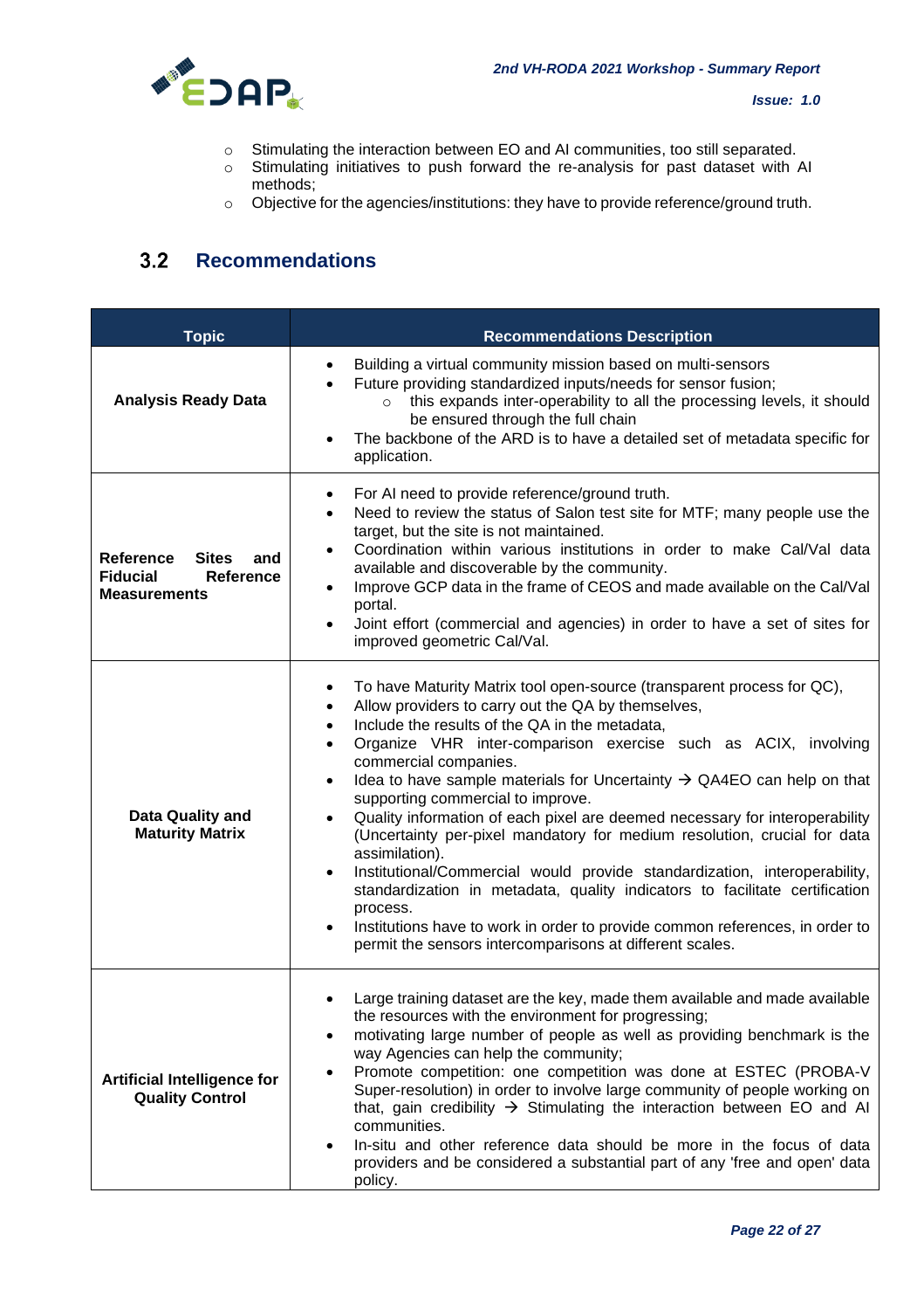- Stimulating the interaction between EO and AI communities, too still separated.
- Stimulating initiatives to push forward the re-analysis for past dataset with AI methods;
- Objective for the agencies/institutions: they have to provide reference/ground truth.

## 3.2 Recommendations

| Topic | Recommendations Description |
| --- | --- |
| **Analysis Ready Data** | • Building a virtual community mission based on multi-sensors<br>• Future providing standardized inputs/needs for sensor fusion;<br>&nbsp;&nbsp;&nbsp;&nbsp;○ this expands inter-operability to all the processing levels, it should be ensured through the full chain<br>• The backbone of the ARD is to have a detailed set of metadata specific for application. |
| **Reference Sites and Fiducial Reference Measurements** | • For AI need to provide reference/ground truth.<br>• Need to review the status of Salon test site for MTF; many people use the target, but the site is not maintained.<br>• Coordination within various institutions in order to make Cal/Val data available and discoverable by the community.<br>• Improve GCP data in the frame of CEOS and made available on the Cal/Val portal.<br>• Joint effort (commercial and agencies) in order to have a set of sites for improved geometric Cal/Val. |
| **Data Quality and Maturity Matrix** | • To have Maturity Matrix tool open-source (transparent process for QC),<br>• Allow providers to carry out the QA by themselves,<br>• Include the results of the QA in the metadata,<br>• Organize VHR inter-comparison exercise such as ACIX, involving commercial companies.<br>• Idea to have sample materials for Uncertainty → QA4EO can help on that supporting commercial to improve.<br>• Quality information of each pixel are deemed necessary for interoperability (Uncertainty per-pixel mandatory for medium resolution, crucial for data assimilation).<br>• Institutional/Commercial would provide standardization, interoperability, standardization in metadata, quality indicators to facilitate certification process.<br>• Institutions have to work in order to provide common references, in order to permit the sensors intercomparisons at different scales. |
| **Artificial Intelligence for Quality Control** | • Large training dataset are the key, made them available and made available the resources with the environment for progressing;<br>• motivating large number of people as well as providing benchmark is the way Agencies can help the community;<br>• Promote competition: one competition was done at ESTEC (PROBA-V Super-resolution) in order to involve large community of people working on that, gain credibility → Stimulating the interaction between EO and AI communities.<br>• In-situ and other reference data should be more in the focus of data providers and be considered a substantial part of any 'free and open' data policy. |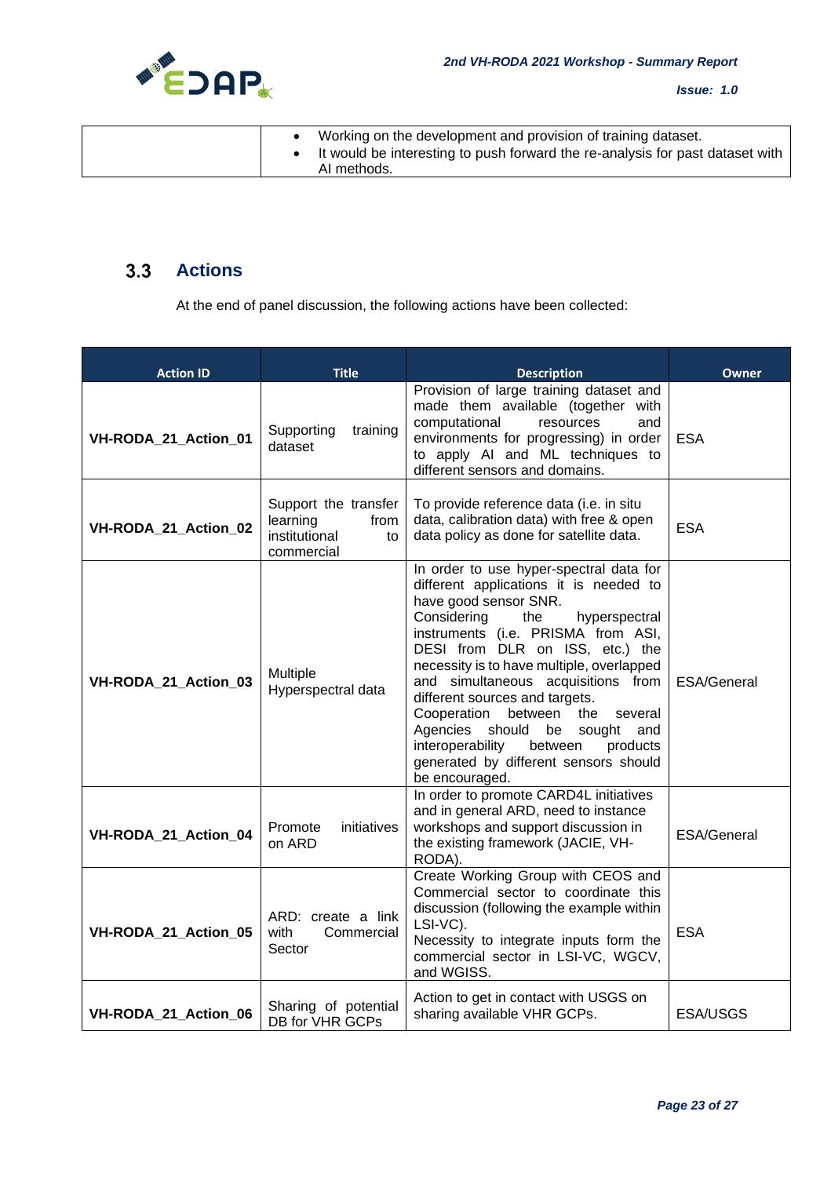| | • Working on the development and provision of training dataset.<br>• It would be interesting to push forward the re-analysis for past dataset with AI methods. |
|---|---|

## 3.3 Actions

At the end of panel discussion, the following actions have been collected:

| Action ID | Title | Description | Owner |
|---|---|---|---|
| VH-RODA_21_Action_01 | Supporting training dataset | Provision of large training dataset and made them available (together with computational resources and environments for progressing) in order to apply AI and ML techniques to different sensors and domains. | ESA |
| VH-RODA_21_Action_02 | Support the transfer learning from institutional to commercial | To provide reference data (i.e. in situ data, calibration data) with free & open data policy as done for satellite data. | ESA |
| VH-RODA_21_Action_03 | Multiple Hyperspectral data | In order to use hyper-spectral data for different applications it is needed to have good sensor SNR.<br>Considering the hyperspectral instruments (i.e. PRISMA from ASI, DESI from DLR on ISS, etc.) the necessity is to have multiple, overlapped and simultaneous acquisitions from different sources and targets.<br>Cooperation between the several Agencies should be sought and interoperability between products generated by different sensors should be encouraged. | ESA/General |
| VH-RODA_21_Action_04 | Promote initiatives on ARD | In order to promote CARD4L initiatives and in general ARD, need to instance workshops and support discussion in the existing framework (JACIE, VH-RODA). | ESA/General |
| VH-RODA_21_Action_05 | ARD: create a link with Commercial Sector | Create Working Group with CEOS and Commercial sector to coordinate this discussion (following the example within LSI-VC).<br>Necessity to integrate inputs form the commercial sector in LSI-VC, WGCV, and WGISS. | ESA |
| VH-RODA_21_Action_06 | Sharing of potential DB for VHR GCPs | Action to get in contact with USGS on sharing available VHR GCPs. | ESA/USGS |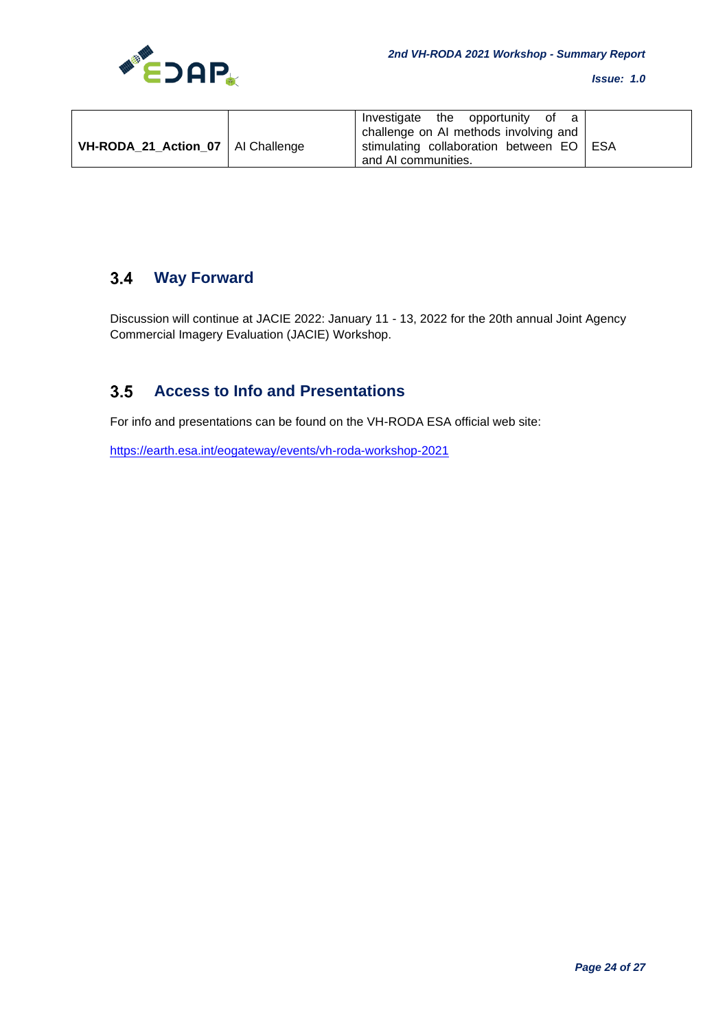| **VH-RODA_21_Action_07** | AI Challenge | Investigate the opportunity of a challenge on AI methods involving and stimulating collaboration between EO and AI communities. | ESA |
|---|---|---|---|

## 3.4 Way Forward

Discussion will continue at JACIE 2022: January 11 - 13, 2022 for the 20th annual Joint Agency Commercial Imagery Evaluation (JACIE) Workshop.

## 3.5 Access to Info and Presentations

For info and presentations can be found on the VH-RODA ESA official web site:

https://earth.esa.int/eogateway/events/vh-roda-workshop-2021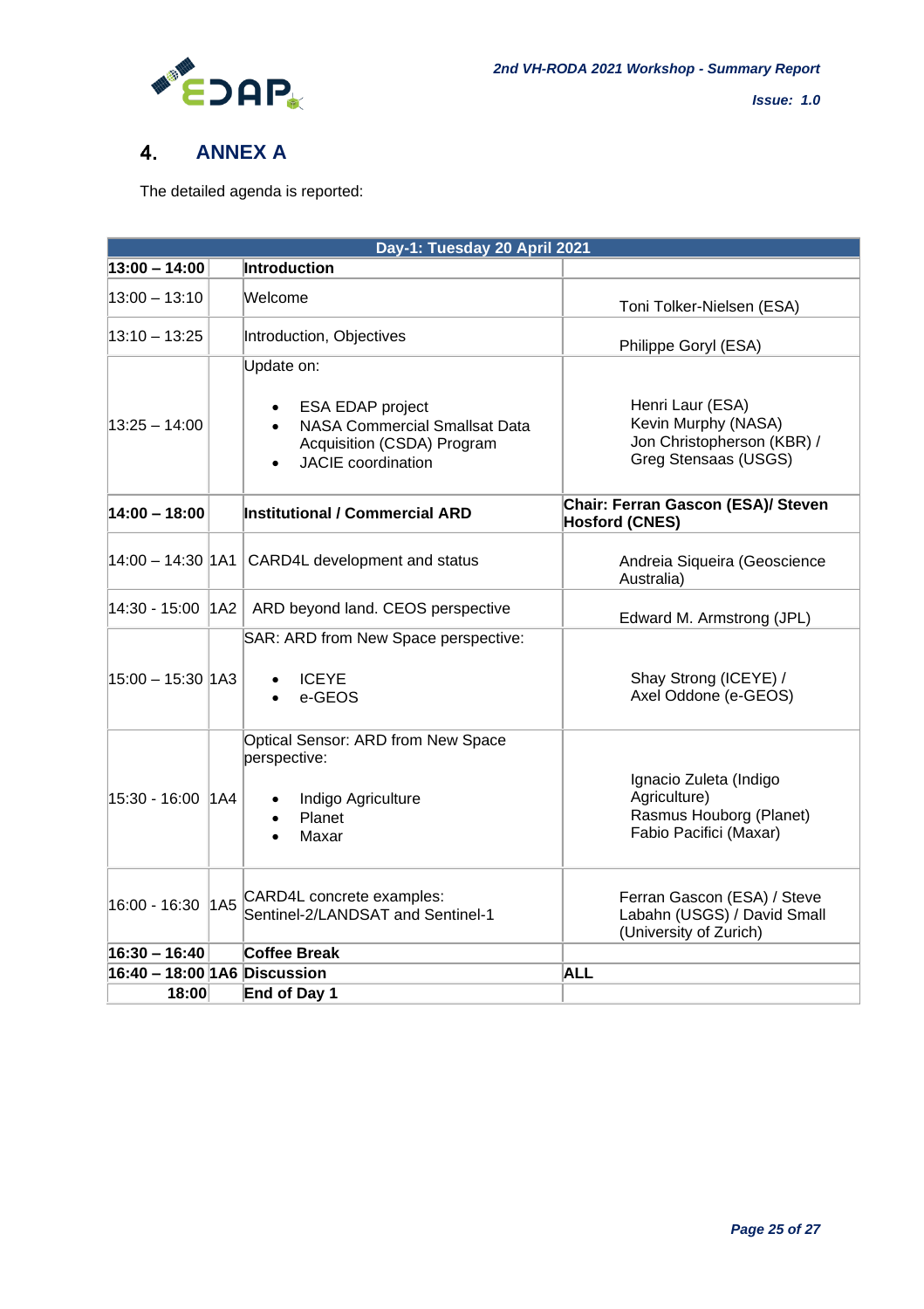# 4. ANNEX A

The detailed agenda is reported:

| **Day-1: Tuesday 20 April 2021** | | | |
|---|---|---|---|
| **13:00 – 14:00** | | **Introduction** | |
| 13:00 – 13:10 | | Welcome | Toni Tolker-Nielsen (ESA) |
| 13:10 – 13:25 | | Introduction, Objectives | Philippe Goryl (ESA) |
| 13:25 – 14:00 | | Update on: <br> • ESA EDAP project <br> • NASA Commercial Smallsat Data Acquisition (CSDA) Program <br> • JACIE coordination | Henri Laur (ESA) <br> Kevin Murphy (NASA) <br> Jon Christopherson (KBR) / Greg Stensaas (USGS) |
| **14:00 – 18:00** | | **Institutional / Commercial ARD** | **Chair: Ferran Gascon (ESA)/ Steven Hosford (CNES)** |
| 14:00 – 14:30 | 1A1 | CARD4L development and status | Andreia Siqueira (Geoscience Australia) |
| 14:30 - 15:00 | 1A2 | ARD beyond land. CEOS perspective | Edward M. Armstrong (JPL) |
| 15:00 – 15:30 | 1A3 | SAR: ARD from New Space perspective: <br> • ICEYE <br> • e-GEOS | Shay Strong (ICEYE) / <br> Axel Oddone (e-GEOS) |
| 15:30 - 16:00 | 1A4 | Optical Sensor: ARD from New Space perspective: <br> • Indigo Agriculture <br> • Planet <br> • Maxar | Ignacio Zuleta (Indigo Agriculture) <br> Rasmus Houborg (Planet) <br> Fabio Pacifici (Maxar) |
| 16:00 - 16:30 | 1A5 | CARD4L concrete examples: Sentinel-2/LANDSAT and Sentinel-1 | Ferran Gascon (ESA) / Steve Labahn (USGS) / David Small (University of Zurich) |
| **16:30 – 16:40** | | **Coffee Break** | |
| **16:40 – 18:00** | **1A6** | **Discussion** | **ALL** |
| **18:00** | | **End of Day 1** | |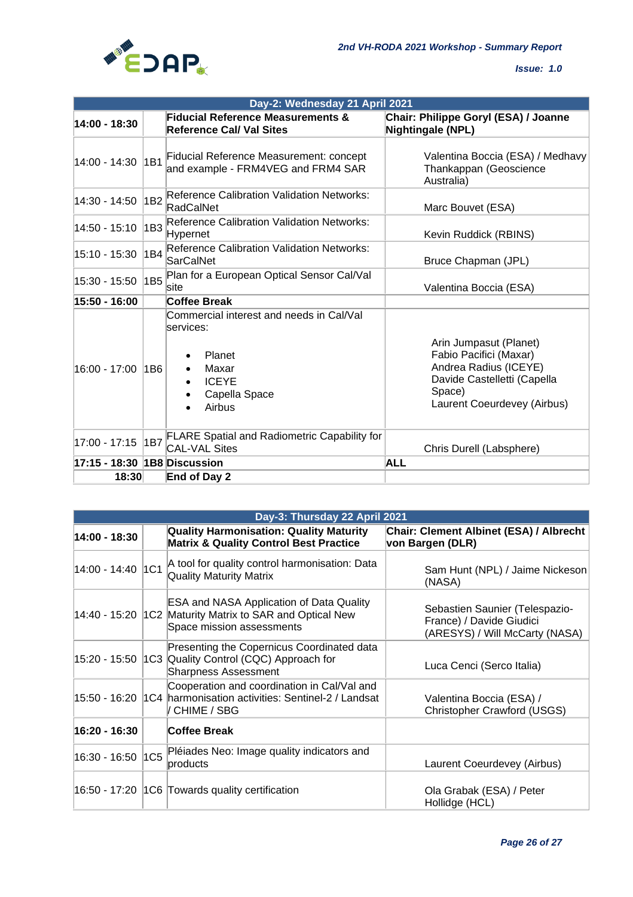| Day-2: Wednesday 21 April 2021 | | | |
|---|---|---|---|
| **14:00 - 18:30** | | **Fiducial Reference Measurements & Reference Cal/ Val Sites** | **Chair: Philippe Goryl (ESA) / Joanne Nightingale (NPL)** |
| 14:00 - 14:30 | 1B1 | Fiducial Reference Measurement: concept and example - FRM4VEG and FRM4 SAR | Valentina Boccia (ESA) / Medhavy Thankappan (Geoscience Australia) |
| 14:30 - 14:50 | 1B2 | Reference Calibration Validation Networks: RadCalNet | Marc Bouvet (ESA) |
| 14:50 - 15:10 | 1B3 | Reference Calibration Validation Networks: Hypernet | Kevin Ruddick (RBINS) |
| 15:10 - 15:30 | 1B4 | Reference Calibration Validation Networks: SarCalNet | Bruce Chapman (JPL) |
| 15:30 - 15:50 | 1B5 | Plan for a European Optical Sensor Cal/Val site | Valentina Boccia (ESA) |
| **15:50 - 16:00** | | **Coffee Break** | |
| 16:00 - 17:00 | 1B6 | Commercial interest and needs in Cal/Val services: <br>• Planet <br>• Maxar <br>• ICEYE <br>• Capella Space <br>• Airbus | Arin Jumpasut (Planet) <br>Fabio Pacifici (Maxar) <br>Andrea Radius (ICEYE) <br>Davide Castelletti (Capella Space) <br>Laurent Coeurdevey (Airbus) |
| 17:00 - 17:15 | 1B7 | FLARE Spatial and Radiometric Capability for CAL-VAL Sites | Chris Durell (Labsphere) |
| **17:15 - 18:30** | **1B8** | **Discussion** | **ALL** |
| **18:30** | | **End of Day 2** | |

| Day-3: Thursday 22 April 2021 | | | |
|---|---|---|---|
| **14:00 - 18:30** | | **Quality Harmonisation: Quality Maturity Matrix & Quality Control Best Practice** | **Chair: Clement Albinet (ESA) / Albrecht von Bargen (DLR)** |
| 14:00 - 14:40 | 1C1 | A tool for quality control harmonisation: Data Quality Maturity Matrix | Sam Hunt (NPL) / Jaime Nickeson (NASA) |
| 14:40 - 15:20 | 1C2 | ESA and NASA Application of Data Quality Maturity Matrix to SAR and Optical New Space mission assessments | Sebastien Saunier (Telespazio-France) / Davide Giudici (ARESYS) / Will McCarty (NASA) |
| 15:20 - 15:50 | 1C3 | Presenting the Copernicus Coordinated data Quality Control (CQC) Approach for Sharpness Assessment | Luca Cenci (Serco Italia) |
| 15:50 - 16:20 | 1C4 | Cooperation and coordination in Cal/Val and harmonisation activities: Sentinel-2 / Landsat / CHIME / SBG | Valentina Boccia (ESA) / Christopher Crawford (USGS) |
| **16:20 - 16:30** | | **Coffee Break** | |
| 16:30 - 16:50 | 1C5 | Pléiades Neo: Image quality indicators and products | Laurent Coeurdevey (Airbus) |
| 16:50 - 17:20 | 1C6 | Towards quality certification | Ola Grabak (ESA) / Peter Hollidge (HCL) |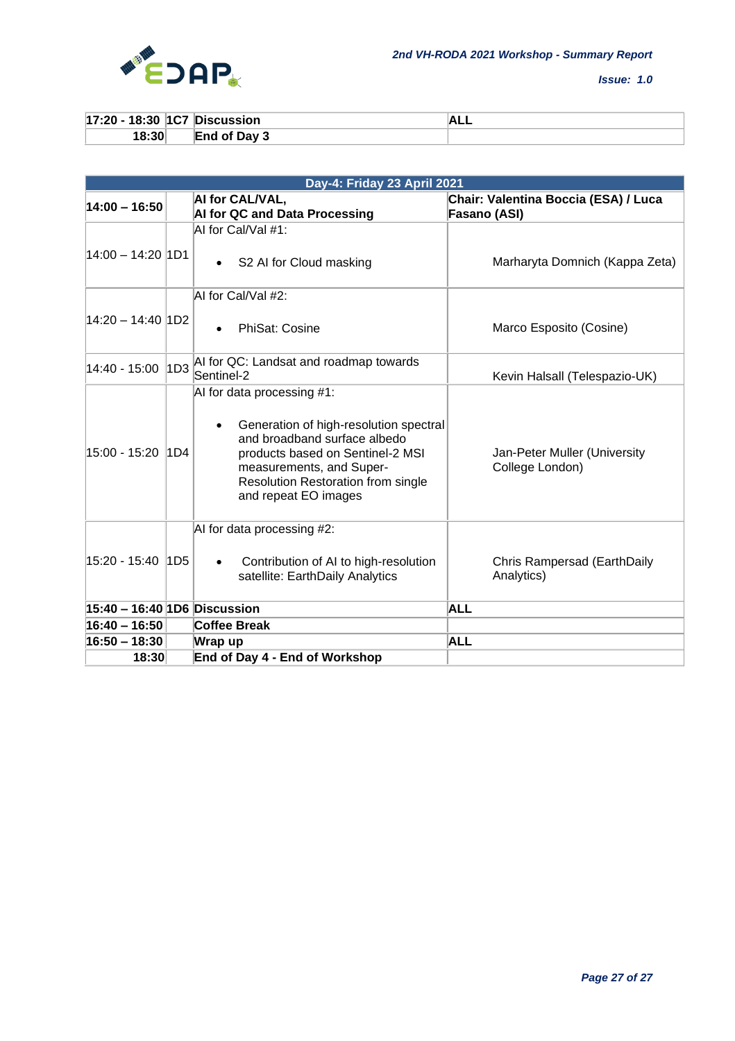| | | | |
|---|---|---|---|
| **17:20 - 18:30** | **1C7** | **Discussion** | **ALL** |
| **18:30** | | **End of Day 3** | |

| **Day-4: Friday 23 April 2021** | | | |
|---|---|---|---|
| **14:00 – 16:50** | | **AI for CAL/VAL, AI for QC and Data Processing** | **Chair: Valentina Boccia (ESA) / Luca Fasano (ASI)** |
| 14:00 – 14:20 | 1D1 | AI for Cal/Val #1: <br> • S2 AI for Cloud masking | Marharyta Domnich (Kappa Zeta) |
| 14:20 – 14:40 | 1D2 | AI for Cal/Val #2: <br> • PhiSat: Cosine | Marco Esposito (Cosine) |
| 14:40 - 15:00 | 1D3 | AI for QC: Landsat and roadmap towards Sentinel-2 | Kevin Halsall (Telespazio-UK) |
| 15:00 - 15:20 | 1D4 | AI for data processing #1: <br> • Generation of high-resolution spectral and broadband surface albedo products based on Sentinel-2 MSI measurements, and Super-Resolution Restoration from single and repeat EO images | Jan-Peter Muller (University College London) |
| 15:20 - 15:40 | 1D5 | AI for data processing #2: <br> • Contribution of AI to high-resolution satellite: EarthDaily Analytics | Chris Rampersad (EarthDaily Analytics) |
| **15:40 – 16:40** | **1D6** | **Discussion** | **ALL** |
| **16:40 – 16:50** | | **Coffee Break** | |
| **16:50 – 18:30** | | **Wrap up** | **ALL** |
| **18:30** | | **End of Day 4 - End of Workshop** | |